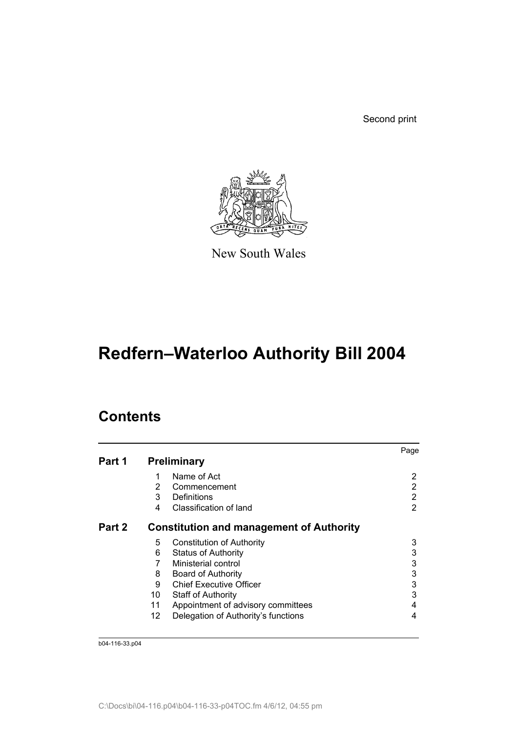Second print

New South Wales

# Redfern–Waterloo Authority Bill 2004

## Contents

| | | | Page |
|---|---|---|---|
| **Part 1** | **Preliminary** | | |
| | 1 | Name of Act | 2 |
| | 2 | Commencement | 2 |
| | 3 | Definitions | 2 |
| | 4 | Classification of land | 2 |
| **Part 2** | **Constitution and management of Authority** | | |
| | 5 | Constitution of Authority | 3 |
| | 6 | Status of Authority | 3 |
| | 7 | Ministerial control | 3 |
| | 8 | Board of Authority | 3 |
| | 9 | Chief Executive Officer | 3 |
| | 10 | Staff of Authority | 3 |
| | 11 | Appointment of advisory committees | 4 |
| | 12 | Delegation of Authority's functions | 4 |

b04-116-33.p04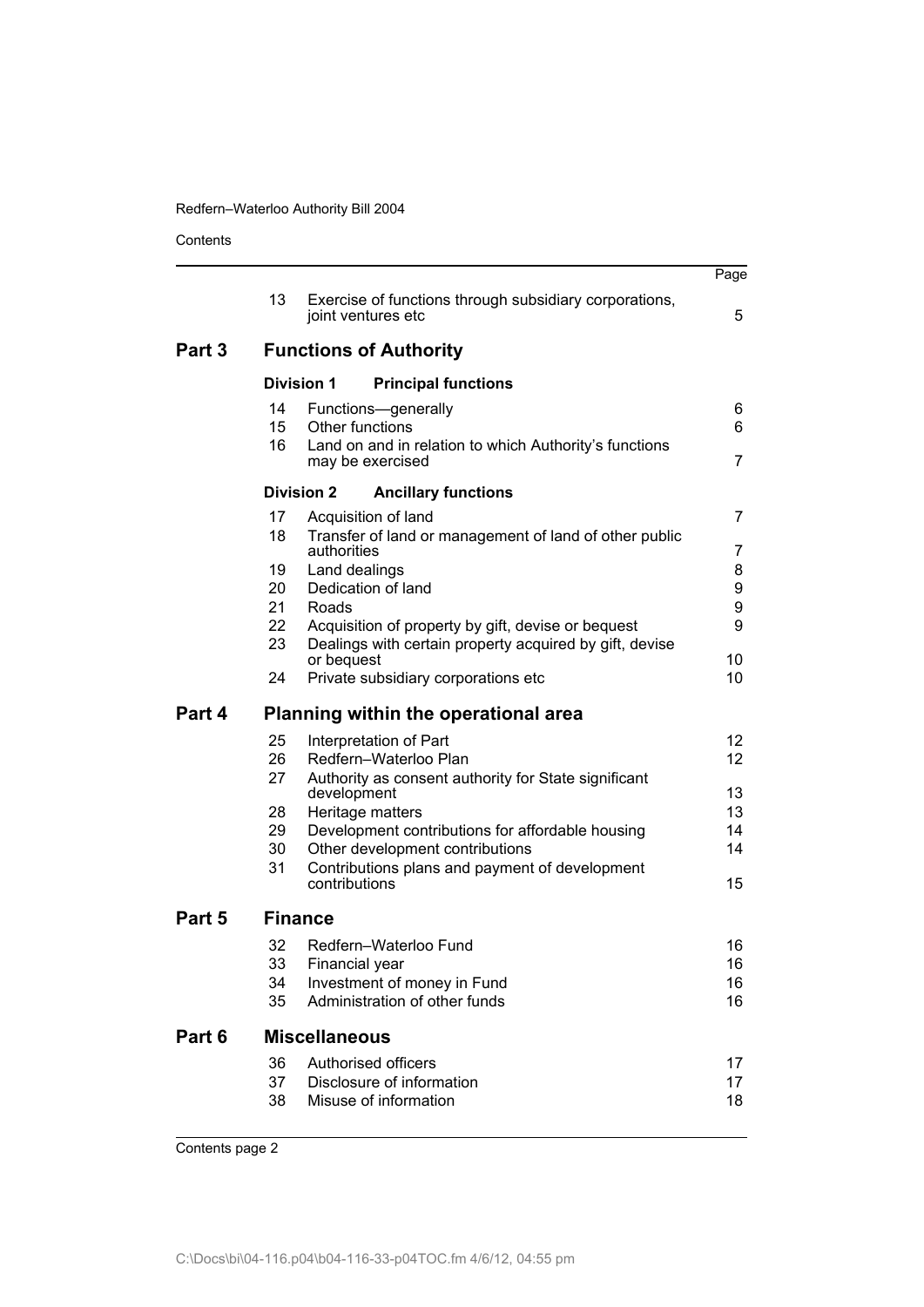| | | | Page |
|---|---|---|---|
| | 13 | Exercise of functions through subsidiary corporations, joint ventures etc | 5 |
| **Part 3** | **Functions of Authority** | | |
| | **Division 1** | **Principal functions** | |
| | 14 | Functions—generally | 6 |
| | 15 | Other functions | 6 |
| | 16 | Land on and in relation to which Authority's functions may be exercised | 7 |
| | **Division 2** | **Ancillary functions** | |
| | 17 | Acquisition of land | 7 |
| | 18 | Transfer of land or management of land of other public authorities | 7 |
| | 19 | Land dealings | 8 |
| | 20 | Dedication of land | 9 |
| | 21 | Roads | 9 |
| | 22 | Acquisition of property by gift, devise or bequest | 9 |
| | 23 | Dealings with certain property acquired by gift, devise or bequest | 10 |
| | 24 | Private subsidiary corporations etc | 10 |
| **Part 4** | **Planning within the operational area** | | |
| | 25 | Interpretation of Part | 12 |
| | 26 | Redfern–Waterloo Plan | 12 |
| | 27 | Authority as consent authority for State significant development | 13 |
| | 28 | Heritage matters | 13 |
| | 29 | Development contributions for affordable housing | 14 |
| | 30 | Other development contributions | 14 |
| | 31 | Contributions plans and payment of development contributions | 15 |
| **Part 5** | **Finance** | | |
| | 32 | Redfern–Waterloo Fund | 16 |
| | 33 | Financial year | 16 |
| | 34 | Investment of money in Fund | 16 |
| | 35 | Administration of other funds | 16 |
| **Part 6** | **Miscellaneous** | | |
| | 36 | Authorised officers | 17 |
| | 37 | Disclosure of information | 17 |
| | 38 | Misuse of information | 18 |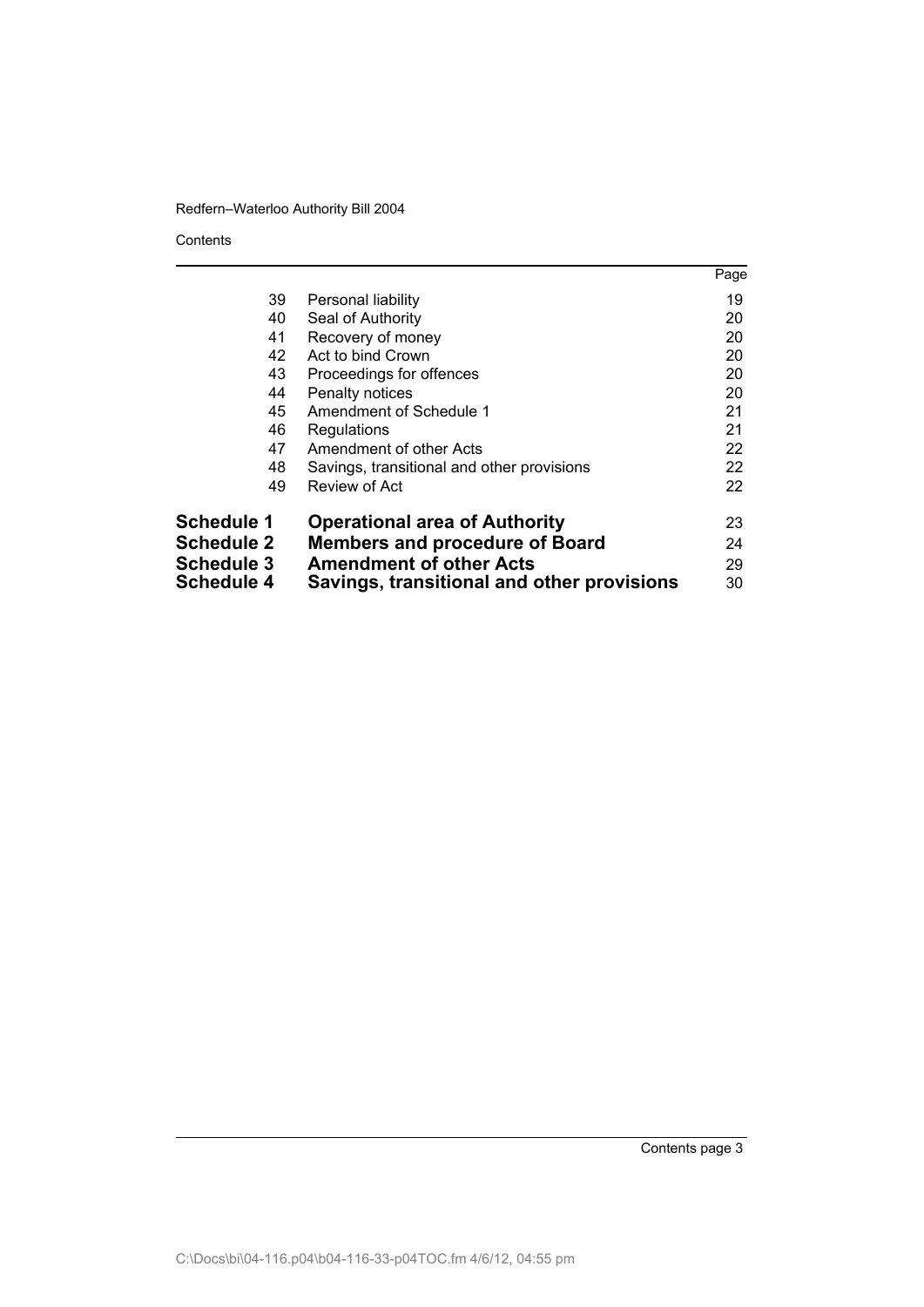| | | Page |
|---|---|---|
| 39 | Personal liability | 19 |
| 40 | Seal of Authority | 20 |
| 41 | Recovery of money | 20 |
| 42 | Act to bind Crown | 20 |
| 43 | Proceedings for offences | 20 |
| 44 | Penalty notices | 20 |
| 45 | Amendment of Schedule 1 | 21 |
| 46 | Regulations | 21 |
| 47 | Amendment of other Acts | 22 |
| 48 | Savings, transitional and other provisions | 22 |
| 49 | Review of Act | 22 |
| **Schedule 1** | **Operational area of Authority** | 23 |
| **Schedule 2** | **Members and procedure of Board** | 24 |
| **Schedule 3** | **Amendment of other Acts** | 29 |
| **Schedule 4** | **Savings, transitional and other provisions** | 30 |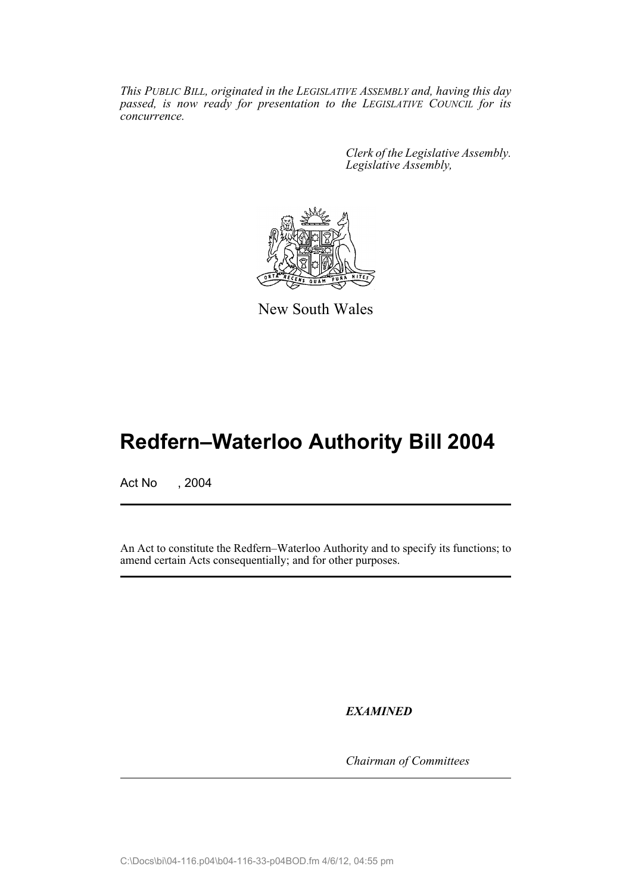*This PUBLIC BILL, originated in the LEGISLATIVE ASSEMBLY and, having this day passed, is now ready for presentation to the LEGISLATIVE COUNCIL for its concurrence.*

*Clerk of the Legislative Assembly.*
*Legislative Assembly,*

New South Wales

# Redfern–Waterloo Authority Bill 2004

Act No , 2004

An Act to constitute the Redfern–Waterloo Authority and to specify its functions; to amend certain Acts consequentially; and for other purposes.

***EXAMINED***

*Chairman of Committees*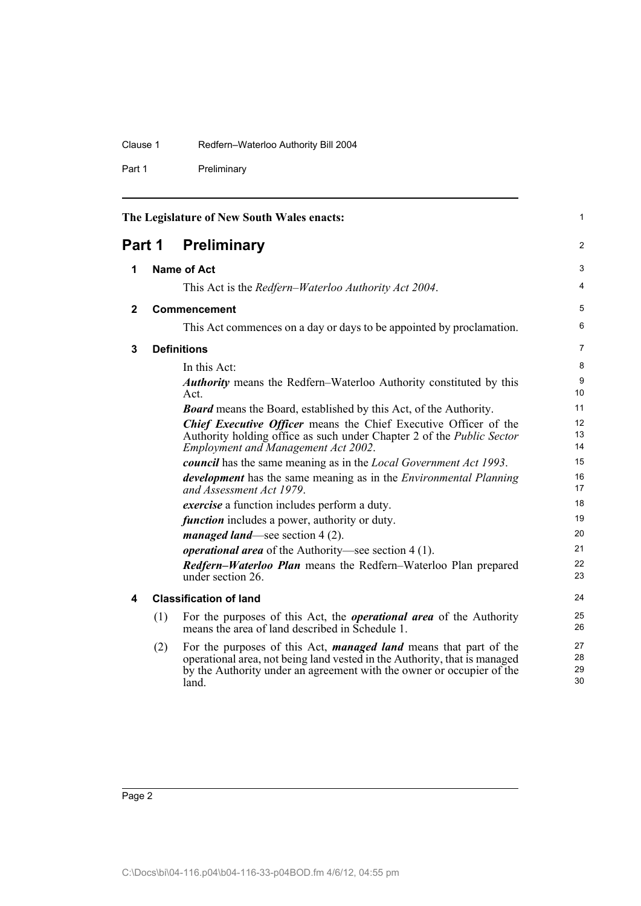The Legislature of New South Wales enacts:

# Part 1 Preliminary

## 1 Name of Act

This Act is the *Redfern–Waterloo Authority Act 2004*.

## 2 Commencement

This Act commences on a day or days to be appointed by proclamation.

## 3 Definitions

In this Act:

***Authority*** means the Redfern–Waterloo Authority constituted by this Act.

***Board*** means the Board, established by this Act, of the Authority.

***Chief Executive Officer*** means the Chief Executive Officer of the Authority holding office as such under Chapter 2 of the *Public Sector Employment and Management Act 2002*.

***council*** has the same meaning as in the *Local Government Act 1993*.

***development*** has the same meaning as in the *Environmental Planning and Assessment Act 1979*.

***exercise*** a function includes perform a duty.

***function*** includes a power, authority or duty.

***managed land***—see section 4 (2).

***operational area*** of the Authority—see section 4 (1).

***Redfern–Waterloo Plan*** means the Redfern–Waterloo Plan prepared under section 26.

## 4 Classification of land

(1) For the purposes of this Act, the ***operational area*** of the Authority means the area of land described in Schedule 1.

(2) For the purposes of this Act, ***managed land*** means that part of the operational area, not being land vested in the Authority, that is managed by the Authority under an agreement with the owner or occupier of the land.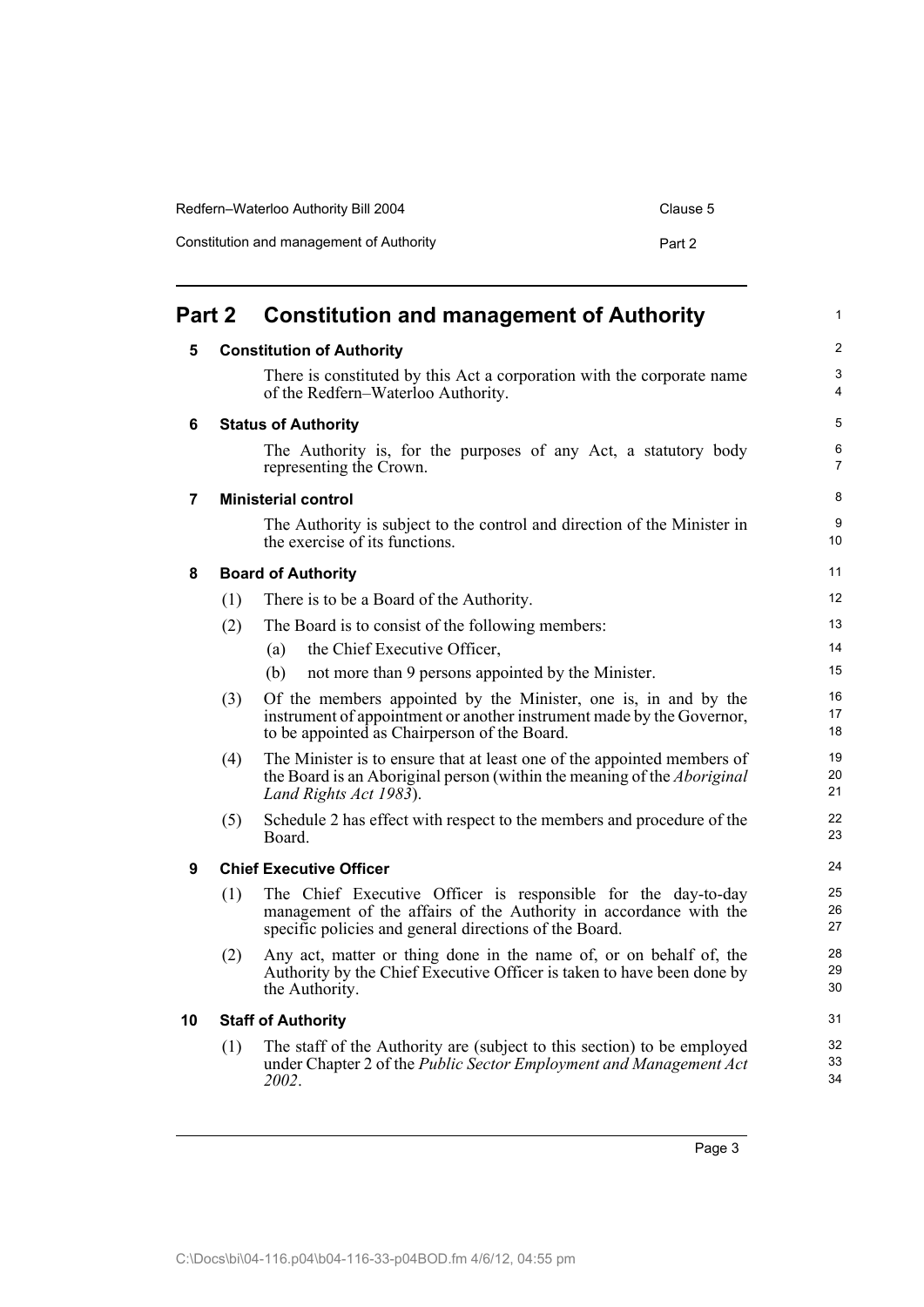# Part 2 Constitution and management of Authority

## 5 Constitution of Authority

There is constituted by this Act a corporation with the corporate name of the Redfern–Waterloo Authority.

## 6 Status of Authority

The Authority is, for the purposes of any Act, a statutory body representing the Crown.

## 7 Ministerial control

The Authority is subject to the control and direction of the Minister in the exercise of its functions.

## 8 Board of Authority

(1) There is to be a Board of the Authority.

(2) The Board is to consist of the following members:

- (a) the Chief Executive Officer,
- (b) not more than 9 persons appointed by the Minister.

(3) Of the members appointed by the Minister, one is, in and by the instrument of appointment or another instrument made by the Governor, to be appointed as Chairperson of the Board.

(4) The Minister is to ensure that at least one of the appointed members of the Board is an Aboriginal person (within the meaning of the *Aboriginal Land Rights Act 1983*).

(5) Schedule 2 has effect with respect to the members and procedure of the Board.

## 9 Chief Executive Officer

(1) The Chief Executive Officer is responsible for the day-to-day management of the affairs of the Authority in accordance with the specific policies and general directions of the Board.

(2) Any act, matter or thing done in the name of, or on behalf of, the Authority by the Chief Executive Officer is taken to have been done by the Authority.

## 10 Staff of Authority

(1) The staff of the Authority are (subject to this section) to be employed under Chapter 2 of the *Public Sector Employment and Management Act 2002*.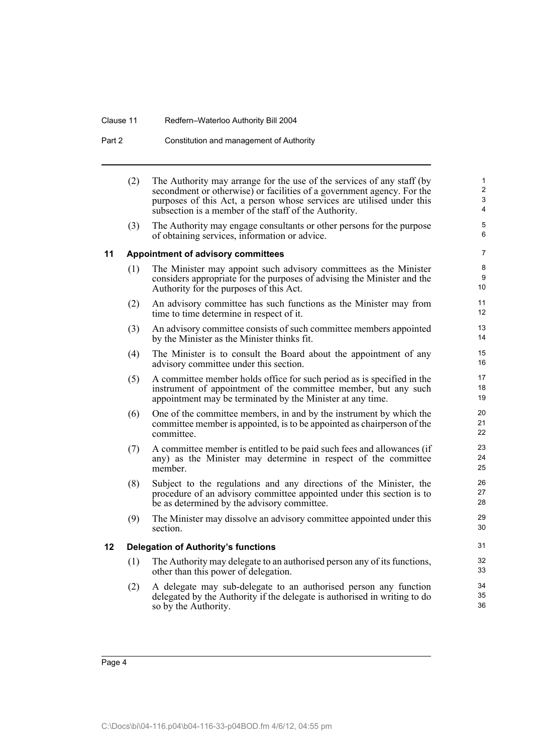(2) The Authority may arrange for the use of the services of any staff (by secondment or otherwise) or facilities of a government agency. For the purposes of this Act, a person whose services are utilised under this subsection is a member of the staff of the Authority.

(3) The Authority may engage consultants or other persons for the purpose of obtaining services, information or advice.

## 11 Appointment of advisory committees

(1) The Minister may appoint such advisory committees as the Minister considers appropriate for the purposes of advising the Minister and the Authority for the purposes of this Act.

(2) An advisory committee has such functions as the Minister may from time to time determine in respect of it.

(3) An advisory committee consists of such committee members appointed by the Minister as the Minister thinks fit.

(4) The Minister is to consult the Board about the appointment of any advisory committee under this section.

(5) A committee member holds office for such period as is specified in the instrument of appointment of the committee member, but any such appointment may be terminated by the Minister at any time.

(6) One of the committee members, in and by the instrument by which the committee member is appointed, is to be appointed as chairperson of the committee.

(7) A committee member is entitled to be paid such fees and allowances (if any) as the Minister may determine in respect of the committee member.

(8) Subject to the regulations and any directions of the Minister, the procedure of an advisory committee appointed under this section is to be as determined by the advisory committee.

(9) The Minister may dissolve an advisory committee appointed under this section.

## 12 Delegation of Authority's functions

(1) The Authority may delegate to an authorised person any of its functions, other than this power of delegation.

(2) A delegate may sub-delegate to an authorised person any function delegated by the Authority if the delegate is authorised in writing to do so by the Authority.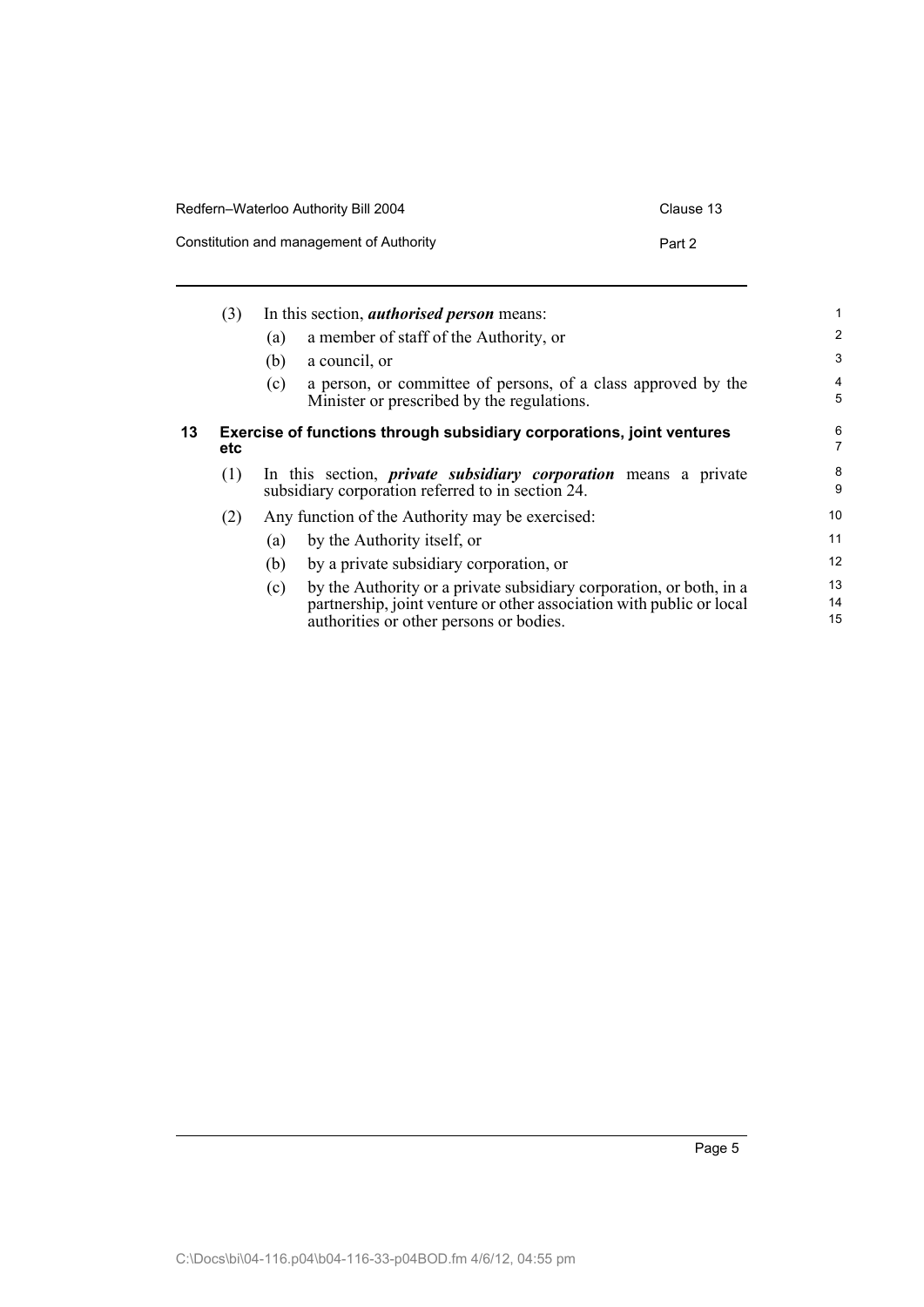(3) In this section, ***authorised person*** means:

(a) a member of staff of the Authority, or

(b) a council, or

(c) a person, or committee of persons, of a class approved by the Minister or prescribed by the regulations.

### 13 Exercise of functions through subsidiary corporations, joint ventures etc

(1) In this section, ***private subsidiary corporation*** means a private subsidiary corporation referred to in section 24.

(2) Any function of the Authority may be exercised:

(a) by the Authority itself, or

(b) by a private subsidiary corporation, or

(c) by the Authority or a private subsidiary corporation, or both, in a partnership, joint venture or other association with public or local authorities or other persons or bodies.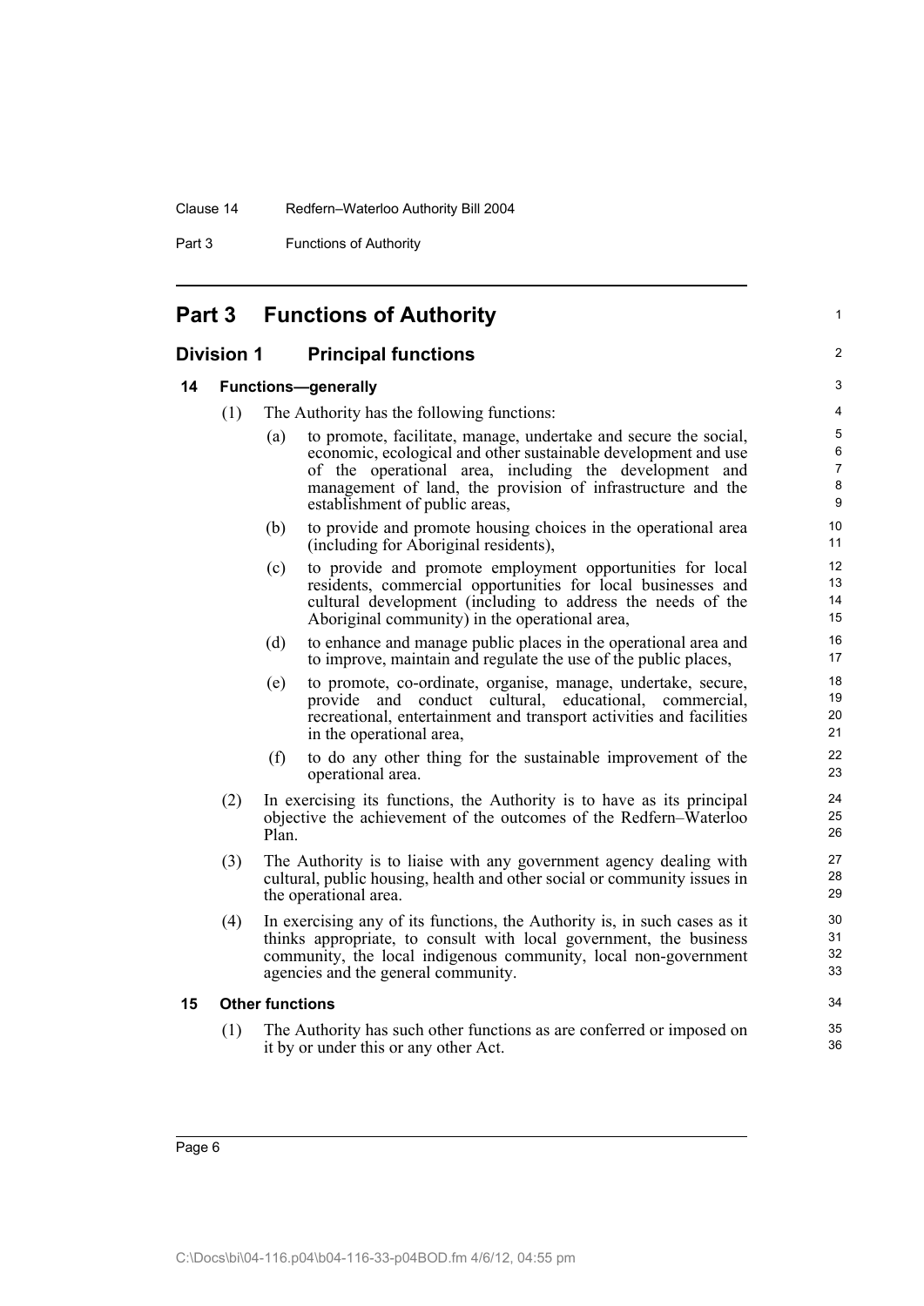# Part 3 Functions of Authority

## Division 1 Principal functions

### 14 Functions—generally

(1) The Authority has the following functions:

(a) to promote, facilitate, manage, undertake and secure the social, economic, ecological and other sustainable development and use of the operational area, including the development and management of land, the provision of infrastructure and the establishment of public areas,

(b) to provide and promote housing choices in the operational area (including for Aboriginal residents),

(c) to provide and promote employment opportunities for local residents, commercial opportunities for local businesses and cultural development (including to address the needs of the Aboriginal community) in the operational area,

(d) to enhance and manage public places in the operational area and to improve, maintain and regulate the use of the public places,

(e) to promote, co-ordinate, organise, manage, undertake, secure, provide and conduct cultural, educational, commercial, recreational, entertainment and transport activities and facilities in the operational area,

(f) to do any other thing for the sustainable improvement of the operational area.

(2) In exercising its functions, the Authority is to have as its principal objective the achievement of the outcomes of the Redfern–Waterloo Plan.

(3) The Authority is to liaise with any government agency dealing with cultural, public housing, health and other social or community issues in the operational area.

(4) In exercising any of its functions, the Authority is, in such cases as it thinks appropriate, to consult with local government, the business community, the local indigenous community, local non-government agencies and the general community.

### 15 Other functions

(1) The Authority has such other functions as are conferred or imposed on it by or under this or any other Act.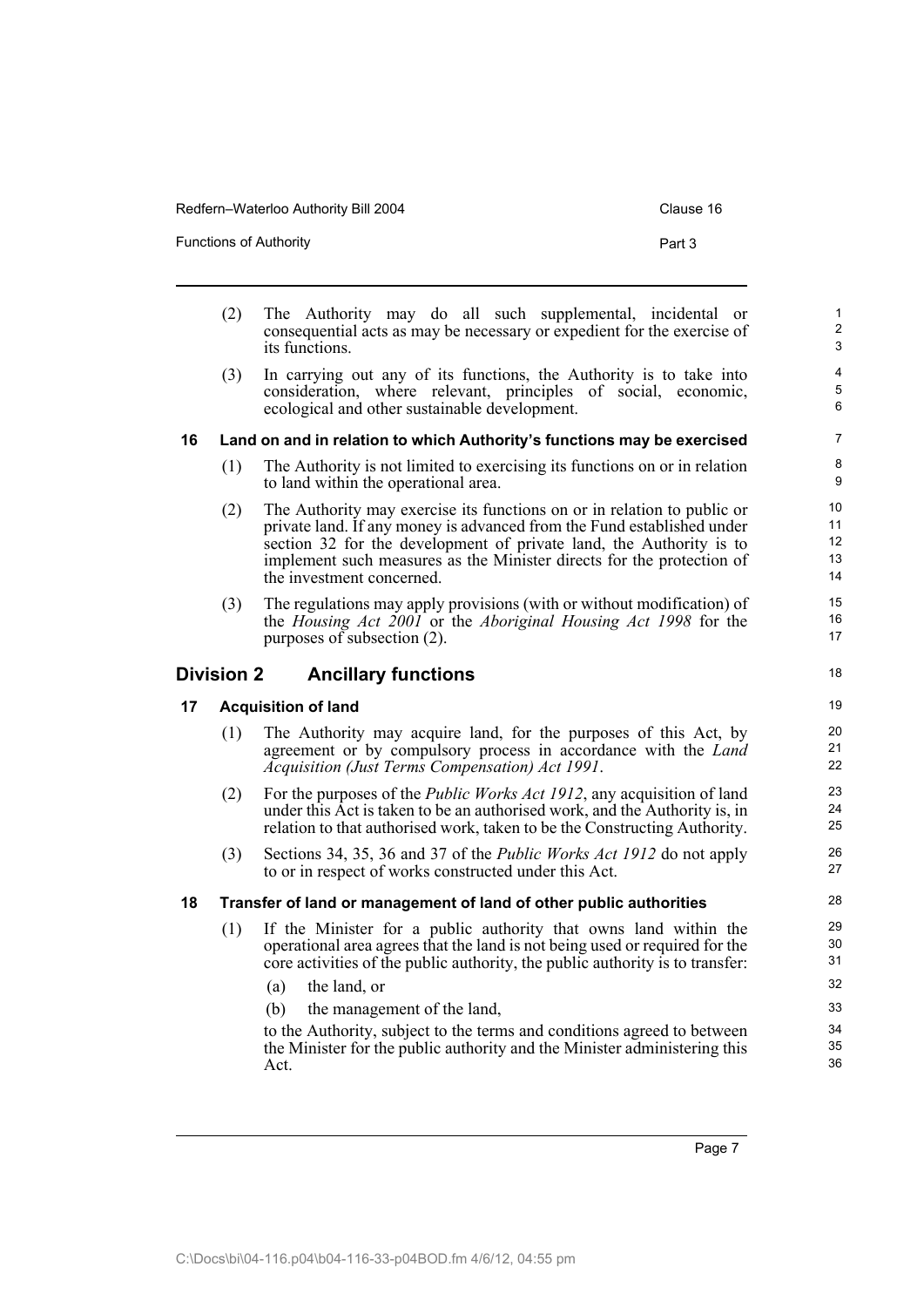(2) The Authority may do all such supplemental, incidental or consequential acts as may be necessary or expedient for the exercise of its functions.

(3) In carrying out any of its functions, the Authority is to take into consideration, where relevant, principles of social, economic, ecological and other sustainable development.

### 16 Land on and in relation to which Authority's functions may be exercised

(1) The Authority is not limited to exercising its functions on or in relation to land within the operational area.

(2) The Authority may exercise its functions on or in relation to public or private land. If any money is advanced from the Fund established under section 32 for the development of private land, the Authority is to implement such measures as the Minister directs for the protection of the investment concerned.

(3) The regulations may apply provisions (with or without modification) of the *Housing Act 2001* or the *Aboriginal Housing Act 1998* for the purposes of subsection (2).

## Division 2 Ancillary functions

### 17 Acquisition of land

(1) The Authority may acquire land, for the purposes of this Act, by agreement or by compulsory process in accordance with the *Land Acquisition (Just Terms Compensation) Act 1991*.

(2) For the purposes of the *Public Works Act 1912*, any acquisition of land under this Act is taken to be an authorised work, and the Authority is, in relation to that authorised work, taken to be the Constructing Authority.

(3) Sections 34, 35, 36 and 37 of the *Public Works Act 1912* do not apply to or in respect of works constructed under this Act.

### 18 Transfer of land or management of land of other public authorities

(1) If the Minister for a public authority that owns land within the operational area agrees that the land is not being used or required for the core activities of the public authority, the public authority is to transfer:

(a) the land, or

(b) the management of the land,

to the Authority, subject to the terms and conditions agreed to between the Minister for the public authority and the Minister administering this Act.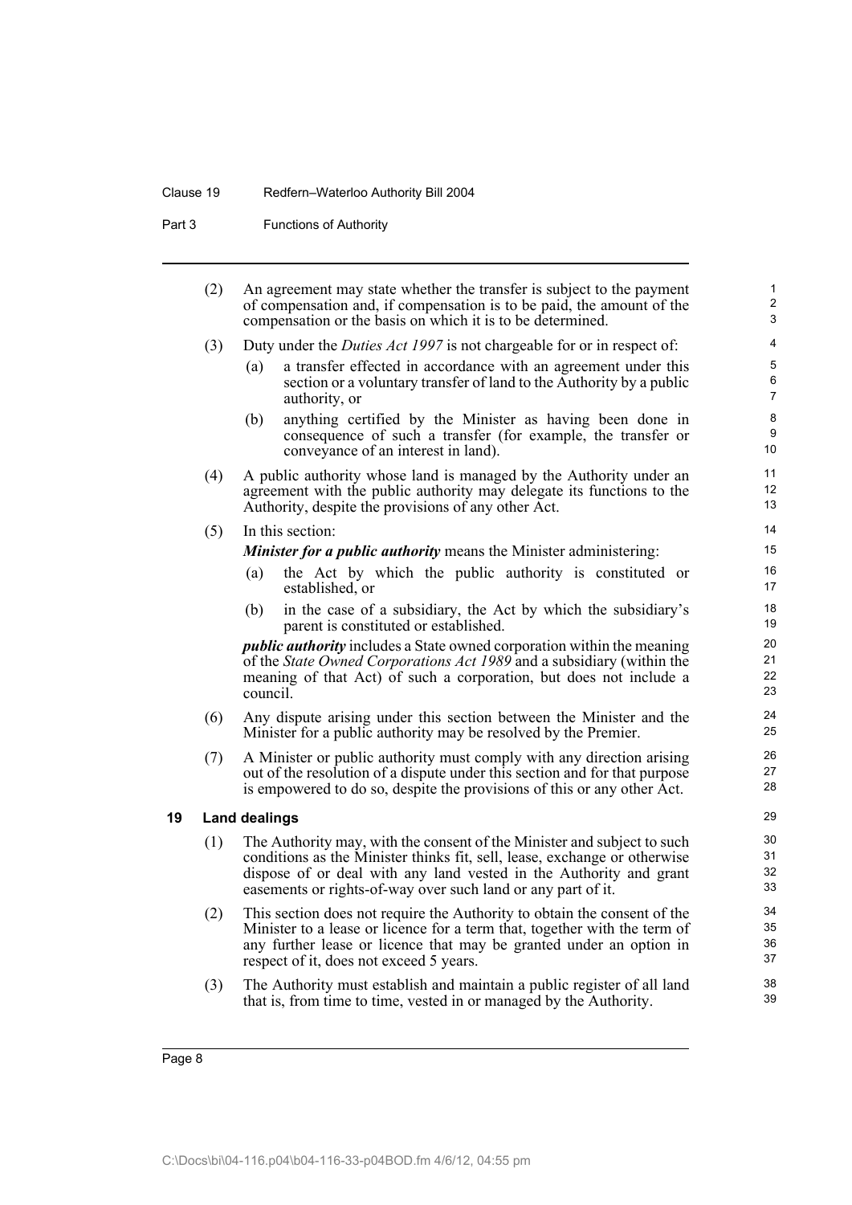(2) An agreement may state whether the transfer is subject to the payment of compensation and, if compensation is to be paid, the amount of the compensation or the basis on which it is to be determined.

(3) Duty under the *Duties Act 1997* is not chargeable for or in respect of:

(a) a transfer effected in accordance with an agreement under this section or a voluntary transfer of land to the Authority by a public authority, or

(b) anything certified by the Minister as having been done in consequence of such a transfer (for example, the transfer or conveyance of an interest in land).

(4) A public authority whose land is managed by the Authority under an agreement with the public authority may delegate its functions to the Authority, despite the provisions of any other Act.

(5) In this section:

***Minister for a public authority*** means the Minister administering:

(a) the Act by which the public authority is constituted or established, or

(b) in the case of a subsidiary, the Act by which the subsidiary's parent is constituted or established.

***public authority*** includes a State owned corporation within the meaning of the *State Owned Corporations Act 1989* and a subsidiary (within the meaning of that Act) of such a corporation, but does not include a council.

(6) Any dispute arising under this section between the Minister and the Minister for a public authority may be resolved by the Premier.

(7) A Minister or public authority must comply with any direction arising out of the resolution of a dispute under this section and for that purpose is empowered to do so, despite the provisions of this or any other Act.

## 19 Land dealings

(1) The Authority may, with the consent of the Minister and subject to such conditions as the Minister thinks fit, sell, lease, exchange or otherwise dispose of or deal with any land vested in the Authority and grant easements or rights-of-way over such land or any part of it.

(2) This section does not require the Authority to obtain the consent of the Minister to a lease or licence for a term that, together with the term of any further lease or licence that may be granted under an option in respect of it, does not exceed 5 years.

(3) The Authority must establish and maintain a public register of all land that is, from time to time, vested in or managed by the Authority.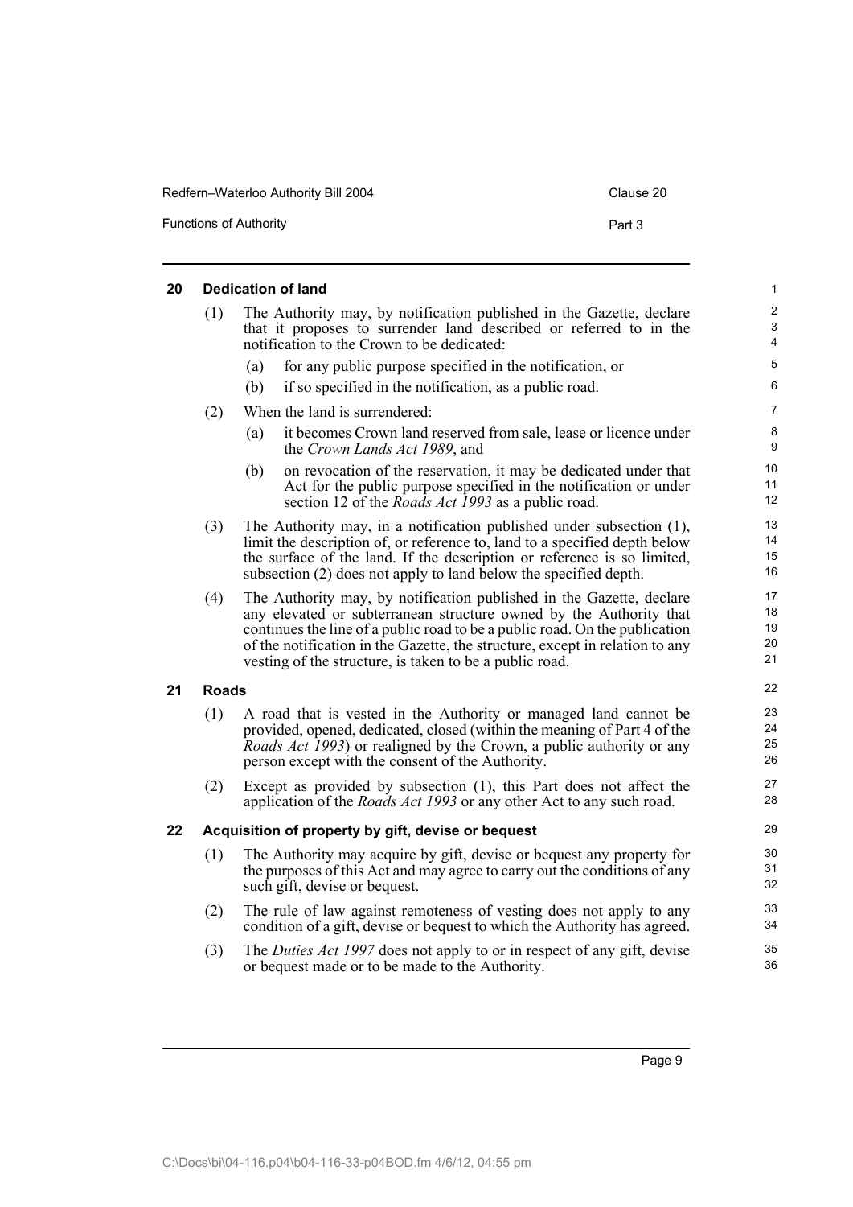## 20 Dedication of land

(1) The Authority may, by notification published in the Gazette, declare that it proposes to surrender land described or referred to in the notification to the Crown to be dedicated:

(a) for any public purpose specified in the notification, or

(b) if so specified in the notification, as a public road.

(2) When the land is surrendered:

(a) it becomes Crown land reserved from sale, lease or licence under the *Crown Lands Act 1989*, and

(b) on revocation of the reservation, it may be dedicated under that Act for the public purpose specified in the notification or under section 12 of the *Roads Act 1993* as a public road.

(3) The Authority may, in a notification published under subsection (1), limit the description of, or reference to, land to a specified depth below the surface of the land. If the description or reference is so limited, subsection (2) does not apply to land below the specified depth.

(4) The Authority may, by notification published in the Gazette, declare any elevated or subterranean structure owned by the Authority that continues the line of a public road to be a public road. On the publication of the notification in the Gazette, the structure, except in relation to any vesting of the structure, is taken to be a public road.

## 21 Roads

(1) A road that is vested in the Authority or managed land cannot be provided, opened, dedicated, closed (within the meaning of Part 4 of the *Roads Act 1993*) or realigned by the Crown, a public authority or any person except with the consent of the Authority.

(2) Except as provided by subsection (1), this Part does not affect the application of the *Roads Act 1993* or any other Act to any such road.

## 22 Acquisition of property by gift, devise or bequest

(1) The Authority may acquire by gift, devise or bequest any property for the purposes of this Act and may agree to carry out the conditions of any such gift, devise or bequest.

(2) The rule of law against remoteness of vesting does not apply to any condition of a gift, devise or bequest to which the Authority has agreed.

(3) The *Duties Act 1997* does not apply to or in respect of any gift, devise or bequest made or to be made to the Authority.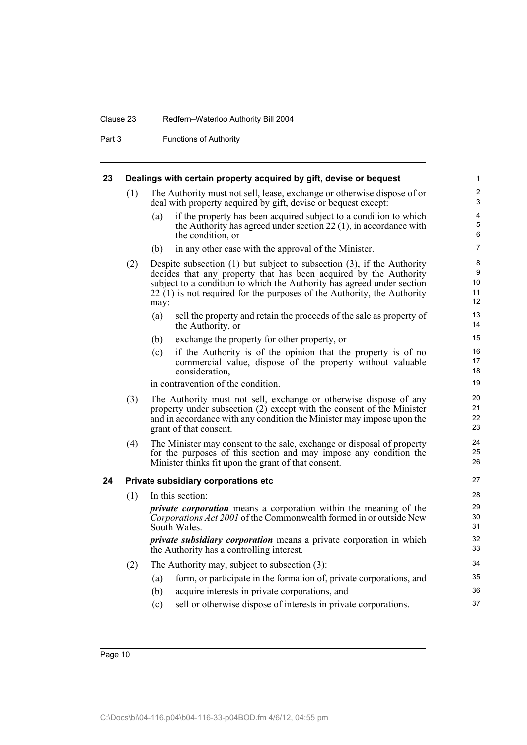## 23 Dealings with certain property acquired by gift, devise or bequest

(1) The Authority must not sell, lease, exchange or otherwise dispose of or deal with property acquired by gift, devise or bequest except:

(a) if the property has been acquired subject to a condition to which the Authority has agreed under section 22 (1), in accordance with the condition, or

(b) in any other case with the approval of the Minister.

(2) Despite subsection (1) but subject to subsection (3), if the Authority decides that any property that has been acquired by the Authority subject to a condition to which the Authority has agreed under section 22 (1) is not required for the purposes of the Authority, the Authority may:

(a) sell the property and retain the proceeds of the sale as property of the Authority, or

(b) exchange the property for other property, or

(c) if the Authority is of the opinion that the property is of no commercial value, dispose of the property without valuable consideration,

in contravention of the condition.

(3) The Authority must not sell, exchange or otherwise dispose of any property under subsection (2) except with the consent of the Minister and in accordance with any condition the Minister may impose upon the grant of that consent.

(4) The Minister may consent to the sale, exchange or disposal of property for the purposes of this section and may impose any condition the Minister thinks fit upon the grant of that consent.

## 24 Private subsidiary corporations etc

(1) In this section:

***private corporation*** means a corporation within the meaning of the *Corporations Act 2001* of the Commonwealth formed in or outside New South Wales.

***private subsidiary corporation*** means a private corporation in which the Authority has a controlling interest.

(2) The Authority may, subject to subsection (3):

(a) form, or participate in the formation of, private corporations, and

(b) acquire interests in private corporations, and

(c) sell or otherwise dispose of interests in private corporations.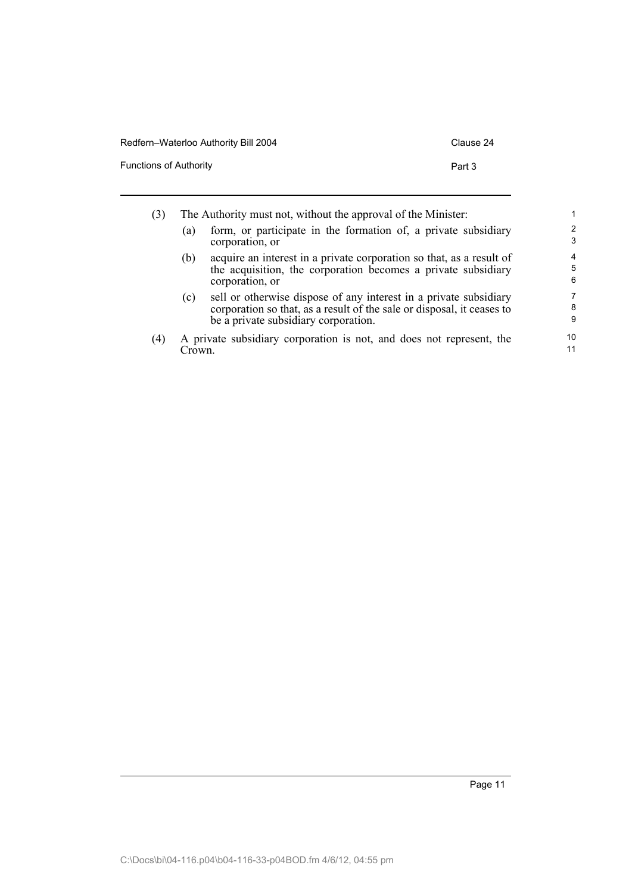(3) The Authority must not, without the approval of the Minister:

(a) form, or participate in the formation of, a private subsidiary corporation, or

(b) acquire an interest in a private corporation so that, as a result of the acquisition, the corporation becomes a private subsidiary corporation, or

(c) sell or otherwise dispose of any interest in a private subsidiary corporation so that, as a result of the sale or disposal, it ceases to be a private subsidiary corporation.

(4) A private subsidiary corporation is not, and does not represent, the Crown.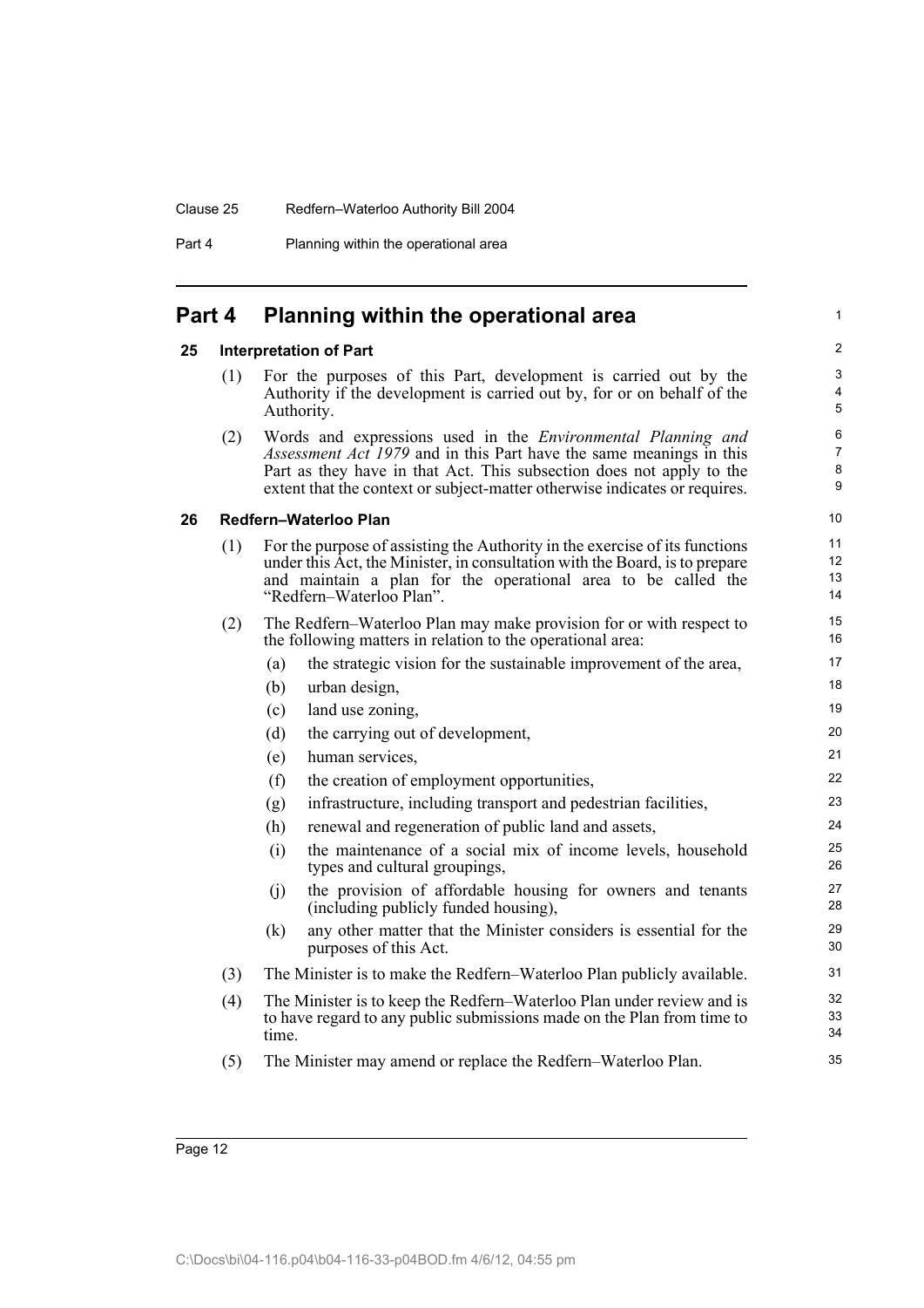# Part 4 Planning within the operational area

## 25 Interpretation of Part

(1) For the purposes of this Part, development is carried out by the Authority if the development is carried out by, for or on behalf of the Authority.

(2) Words and expressions used in the *Environmental Planning and Assessment Act 1979* and in this Part have the same meanings in this Part as they have in that Act. This subsection does not apply to the extent that the context or subject-matter otherwise indicates or requires.

## 26 Redfern–Waterloo Plan

(1) For the purpose of assisting the Authority in the exercise of its functions under this Act, the Minister, in consultation with the Board, is to prepare and maintain a plan for the operational area to be called the "Redfern–Waterloo Plan".

(2) The Redfern–Waterloo Plan may make provision for or with respect to the following matters in relation to the operational area:

- (a) the strategic vision for the sustainable improvement of the area,
- (b) urban design,
- (c) land use zoning,
- (d) the carrying out of development,
- (e) human services,
- (f) the creation of employment opportunities,
- (g) infrastructure, including transport and pedestrian facilities,
- (h) renewal and regeneration of public land and assets,
- (i) the maintenance of a social mix of income levels, household types and cultural groupings,
- (j) the provision of affordable housing for owners and tenants (including publicly funded housing),
- (k) any other matter that the Minister considers is essential for the purposes of this Act.

(3) The Minister is to make the Redfern–Waterloo Plan publicly available.

(4) The Minister is to keep the Redfern–Waterloo Plan under review and is to have regard to any public submissions made on the Plan from time to time.

(5) The Minister may amend or replace the Redfern–Waterloo Plan.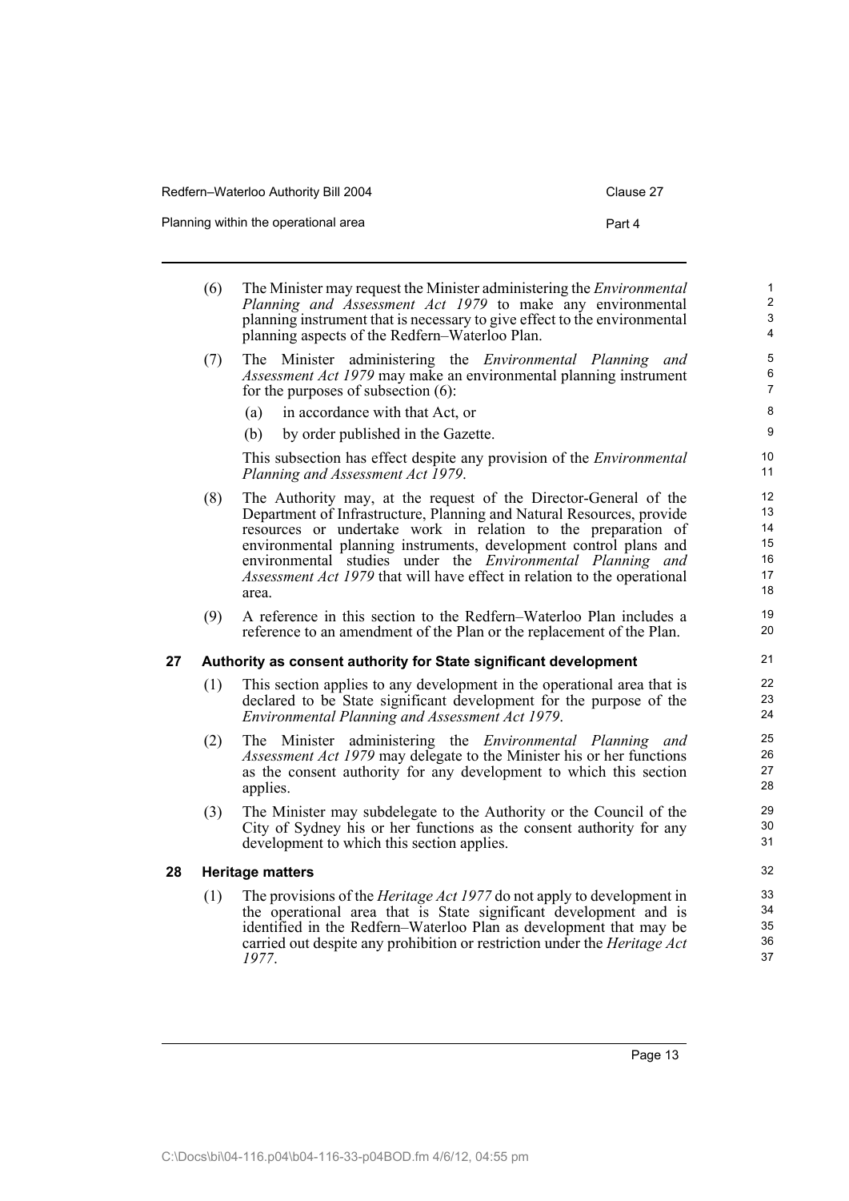(6) The Minister may request the Minister administering the *Environmental Planning and Assessment Act 1979* to make any environmental planning instrument that is necessary to give effect to the environmental planning aspects of the Redfern–Waterloo Plan.

(7) The Minister administering the *Environmental Planning and Assessment Act 1979* may make an environmental planning instrument for the purposes of subsection (6):

(a) in accordance with that Act, or

(b) by order published in the Gazette.

This subsection has effect despite any provision of the *Environmental Planning and Assessment Act 1979*.

(8) The Authority may, at the request of the Director-General of the Department of Infrastructure, Planning and Natural Resources, provide resources or undertake work in relation to the preparation of environmental planning instruments, development control plans and environmental studies under the *Environmental Planning and Assessment Act 1979* that will have effect in relation to the operational area.

(9) A reference in this section to the Redfern–Waterloo Plan includes a reference to an amendment of the Plan or the replacement of the Plan.

### 27 Authority as consent authority for State significant development

(1) This section applies to any development in the operational area that is declared to be State significant development for the purpose of the *Environmental Planning and Assessment Act 1979*.

(2) The Minister administering the *Environmental Planning and Assessment Act 1979* may delegate to the Minister his or her functions as the consent authority for any development to which this section applies.

(3) The Minister may subdelegate to the Authority or the Council of the City of Sydney his or her functions as the consent authority for any development to which this section applies.

### 28 Heritage matters

(1) The provisions of the *Heritage Act 1977* do not apply to development in the operational area that is State significant development and is identified in the Redfern–Waterloo Plan as development that may be carried out despite any prohibition or restriction under the *Heritage Act 1977*.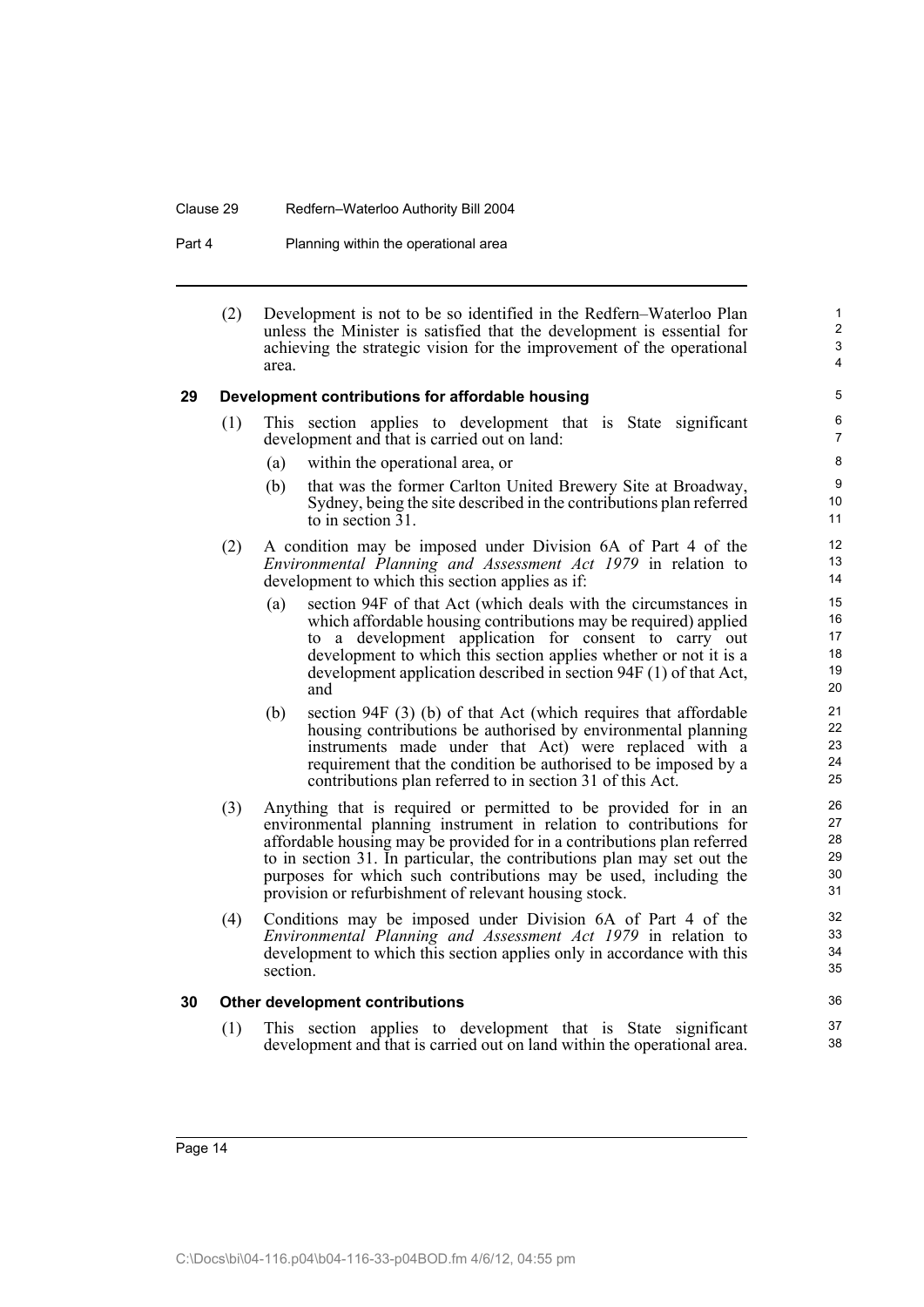(2) Development is not to be so identified in the Redfern–Waterloo Plan unless the Minister is satisfied that the development is essential for achieving the strategic vision for the improvement of the operational area.

### 29 Development contributions for affordable housing

(1) This section applies to development that is State significant development and that is carried out on land:

- (a) within the operational area, or
- (b) that was the former Carlton United Brewery Site at Broadway, Sydney, being the site described in the contributions plan referred to in section 31.

(2) A condition may be imposed under Division 6A of Part 4 of the *Environmental Planning and Assessment Act 1979* in relation to development to which this section applies as if:

- (a) section 94F of that Act (which deals with the circumstances in which affordable housing contributions may be required) applied to a development application for consent to carry out development to which this section applies whether or not it is a development application described in section 94F (1) of that Act, and
- (b) section 94F (3) (b) of that Act (which requires that affordable housing contributions be authorised by environmental planning instruments made under that Act) were replaced with a requirement that the condition be authorised to be imposed by a contributions plan referred to in section 31 of this Act.

(3) Anything that is required or permitted to be provided for in an environmental planning instrument in relation to contributions for affordable housing may be provided for in a contributions plan referred to in section 31. In particular, the contributions plan may set out the purposes for which such contributions may be used, including the provision or refurbishment of relevant housing stock.

(4) Conditions may be imposed under Division 6A of Part 4 of the *Environmental Planning and Assessment Act 1979* in relation to development to which this section applies only in accordance with this section.

### 30 Other development contributions

(1) This section applies to development that is State significant development and that is carried out on land within the operational area.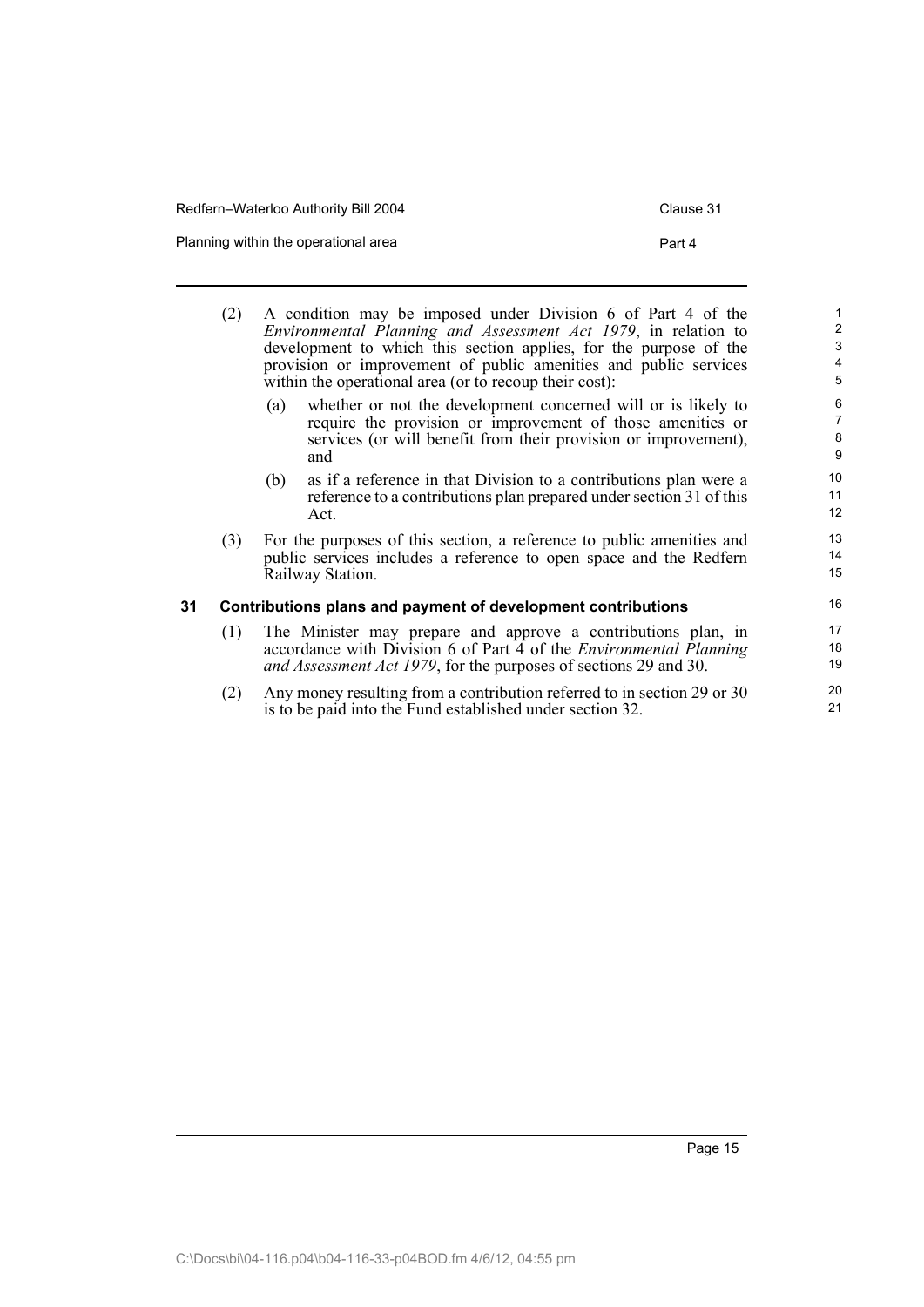(2) A condition may be imposed under Division 6 of Part 4 of the *Environmental Planning and Assessment Act 1979*, in relation to development to which this section applies, for the purpose of the provision or improvement of public amenities and public services within the operational area (or to recoup their cost):

  (a) whether or not the development concerned will or is likely to require the provision or improvement of those amenities or services (or will benefit from their provision or improvement), and

  (b) as if a reference in that Division to a contributions plan were a reference to a contributions plan prepared under section 31 of this Act.

(3) For the purposes of this section, a reference to public amenities and public services includes a reference to open space and the Redfern Railway Station.

### 31 Contributions plans and payment of development contributions

(1) The Minister may prepare and approve a contributions plan, in accordance with Division 6 of Part 4 of the *Environmental Planning and Assessment Act 1979*, for the purposes of sections 29 and 30.

(2) Any money resulting from a contribution referred to in section 29 or 30 is to be paid into the Fund established under section 32.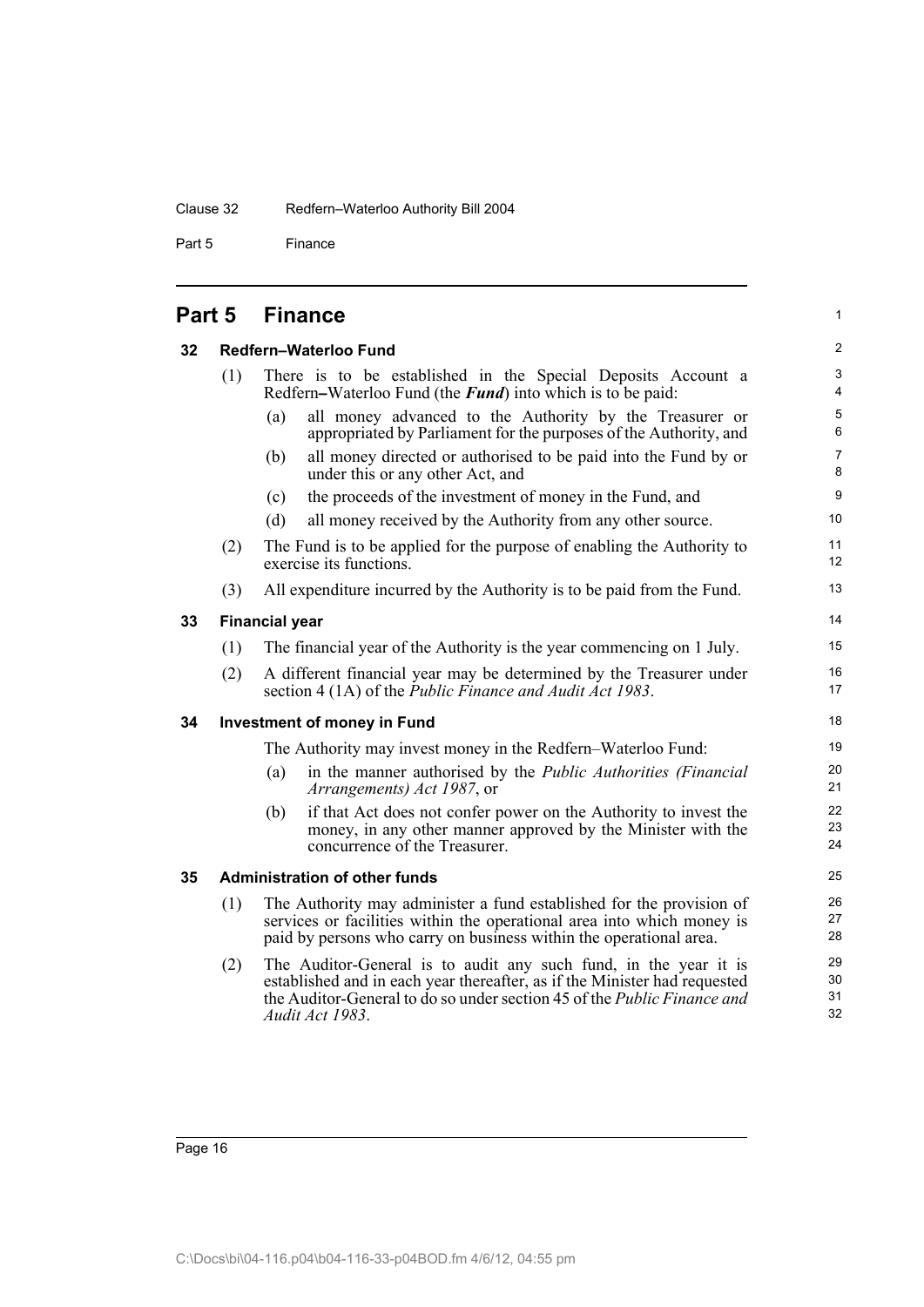# Part 5 Finance

## 32 Redfern–Waterloo Fund

(1) There is to be established in the Special Deposits Account a Redfern–Waterloo Fund (the ***Fund***) into which is to be paid:

(a) all money advanced to the Authority by the Treasurer or appropriated by Parliament for the purposes of the Authority, and

(b) all money directed or authorised to be paid into the Fund by or under this or any other Act, and

(c) the proceeds of the investment of money in the Fund, and

(d) all money received by the Authority from any other source.

(2) The Fund is to be applied for the purpose of enabling the Authority to exercise its functions.

(3) All expenditure incurred by the Authority is to be paid from the Fund.

## 33 Financial year

(1) The financial year of the Authority is the year commencing on 1 July.

(2) A different financial year may be determined by the Treasurer under section 4 (1A) of the *Public Finance and Audit Act 1983*.

## 34 Investment of money in Fund

The Authority may invest money in the Redfern–Waterloo Fund:

(a) in the manner authorised by the *Public Authorities (Financial Arrangements) Act 1987*, or

(b) if that Act does not confer power on the Authority to invest the money, in any other manner approved by the Minister with the concurrence of the Treasurer.

## 35 Administration of other funds

(1) The Authority may administer a fund established for the provision of services or facilities within the operational area into which money is paid by persons who carry on business within the operational area.

(2) The Auditor-General is to audit any such fund, in the year it is established and in each year thereafter, as if the Minister had requested the Auditor-General to do so under section 45 of the *Public Finance and Audit Act 1983*.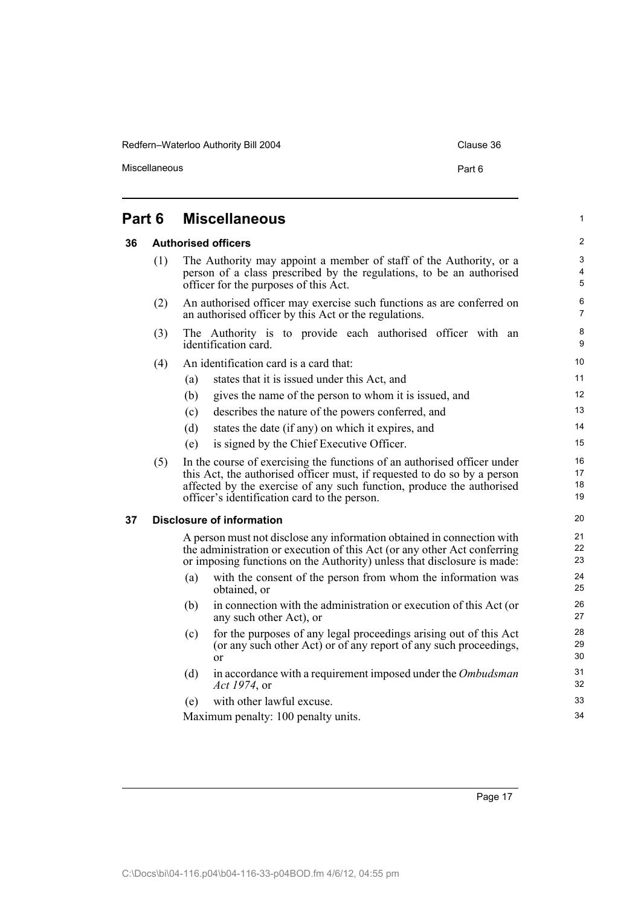## Part 6 Miscellaneous

### 36 Authorised officers

(1) The Authority may appoint a member of staff of the Authority, or a person of a class prescribed by the regulations, to be an authorised officer for the purposes of this Act.

(2) An authorised officer may exercise such functions as are conferred on an authorised officer by this Act or the regulations.

(3) The Authority is to provide each authorised officer with an identification card.

(4) An identification card is a card that:

- (a) states that it is issued under this Act, and
- (b) gives the name of the person to whom it is issued, and
- (c) describes the nature of the powers conferred, and
- (d) states the date (if any) on which it expires, and
- (e) is signed by the Chief Executive Officer.

(5) In the course of exercising the functions of an authorised officer under this Act, the authorised officer must, if requested to do so by a person affected by the exercise of any such function, produce the authorised officer's identification card to the person.

### 37 Disclosure of information

A person must not disclose any information obtained in connection with the administration or execution of this Act (or any other Act conferring or imposing functions on the Authority) unless that disclosure is made:

- (a) with the consent of the person from whom the information was obtained, or
- (b) in connection with the administration or execution of this Act (or any such other Act), or
- (c) for the purposes of any legal proceedings arising out of this Act (or any such other Act) or of any report of any such proceedings, or
- (d) in accordance with a requirement imposed under the *Ombudsman Act 1974*, or
- (e) with other lawful excuse.

Maximum penalty: 100 penalty units.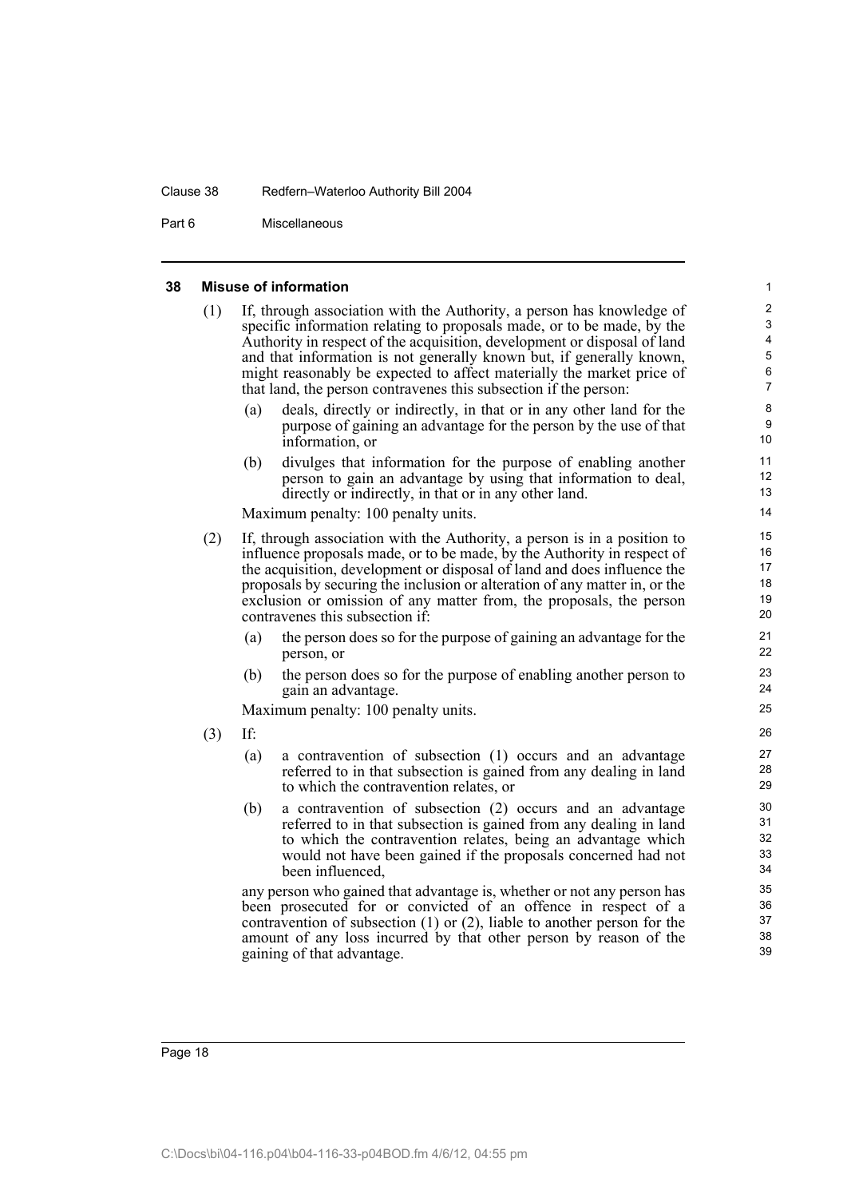## 38 Misuse of information

(1) If, through association with the Authority, a person has knowledge of specific information relating to proposals made, or to be made, by the Authority in respect of the acquisition, development or disposal of land and that information is not generally known but, if generally known, might reasonably be expected to affect materially the market price of that land, the person contravenes this subsection if the person:

- (a) deals, directly or indirectly, in that or in any other land for the purpose of gaining an advantage for the person by the use of that information, or
- (b) divulges that information for the purpose of enabling another person to gain an advantage by using that information to deal, directly or indirectly, in that or in any other land.

Maximum penalty: 100 penalty units.

(2) If, through association with the Authority, a person is in a position to influence proposals made, or to be made, by the Authority in respect of the acquisition, development or disposal of land and does influence the proposals by securing the inclusion or alteration of any matter in, or the exclusion or omission of any matter from, the proposals, the person contravenes this subsection if:

- (a) the person does so for the purpose of gaining an advantage for the person, or
- (b) the person does so for the purpose of enabling another person to gain an advantage.

Maximum penalty: 100 penalty units.

(3) If:

- (a) a contravention of subsection (1) occurs and an advantage referred to in that subsection is gained from any dealing in land to which the contravention relates, or
- (b) a contravention of subsection (2) occurs and an advantage referred to in that subsection is gained from any dealing in land to which the contravention relates, being an advantage which would not have been gained if the proposals concerned had not been influenced,

any person who gained that advantage is, whether or not any person has been prosecuted for or convicted of an offence in respect of a contravention of subsection (1) or (2), liable to another person for the amount of any loss incurred by that other person by reason of the gaining of that advantage.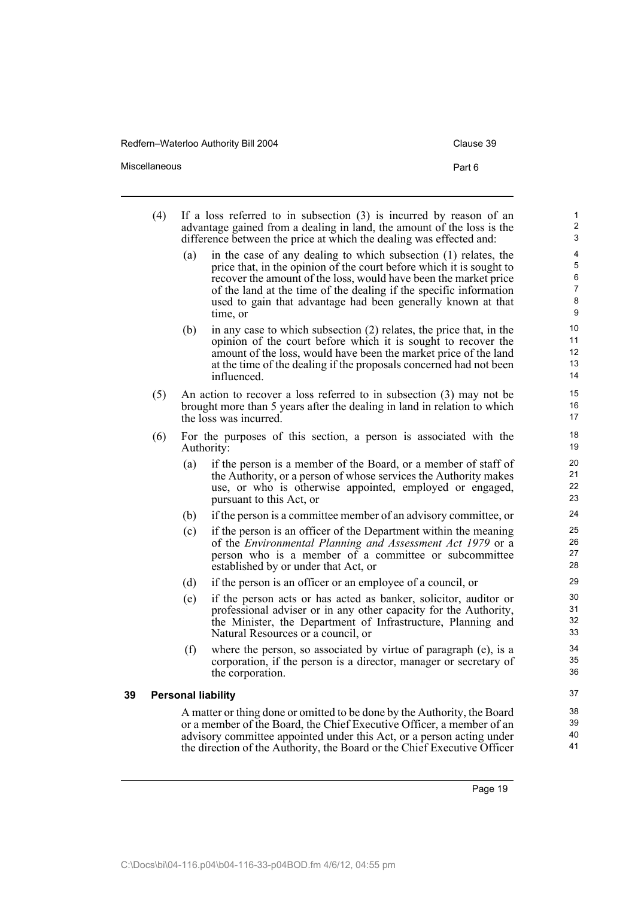(4) If a loss referred to in subsection (3) is incurred by reason of an advantage gained from a dealing in land, the amount of the loss is the difference between the price at which the dealing was effected and:

(a) in the case of any dealing to which subsection (1) relates, the price that, in the opinion of the court before which it is sought to recover the amount of the loss, would have been the market price of the land at the time of the dealing if the specific information used to gain that advantage had been generally known at that time, or

(b) in any case to which subsection (2) relates, the price that, in the opinion of the court before which it is sought to recover the amount of the loss, would have been the market price of the land at the time of the dealing if the proposals concerned had not been influenced.

(5) An action to recover a loss referred to in subsection (3) may not be brought more than 5 years after the dealing in land in relation to which the loss was incurred.

(6) For the purposes of this section, a person is associated with the Authority:

(a) if the person is a member of the Board, or a member of staff of the Authority, or a person of whose services the Authority makes use, or who is otherwise appointed, employed or engaged, pursuant to this Act, or

(b) if the person is a committee member of an advisory committee, or

(c) if the person is an officer of the Department within the meaning of the *Environmental Planning and Assessment Act 1979* or a person who is a member of a committee or subcommittee established by or under that Act, or

(d) if the person is an officer or an employee of a council, or

(e) if the person acts or has acted as banker, solicitor, auditor or professional adviser or in any other capacity for the Authority, the Minister, the Department of Infrastructure, Planning and Natural Resources or a council, or

(f) where the person, so associated by virtue of paragraph (e), is a corporation, if the person is a director, manager or secretary of the corporation.

## 39 Personal liability

A matter or thing done or omitted to be done by the Authority, the Board or a member of the Board, the Chief Executive Officer, a member of an advisory committee appointed under this Act, or a person acting under the direction of the Authority, the Board or the Chief Executive Officer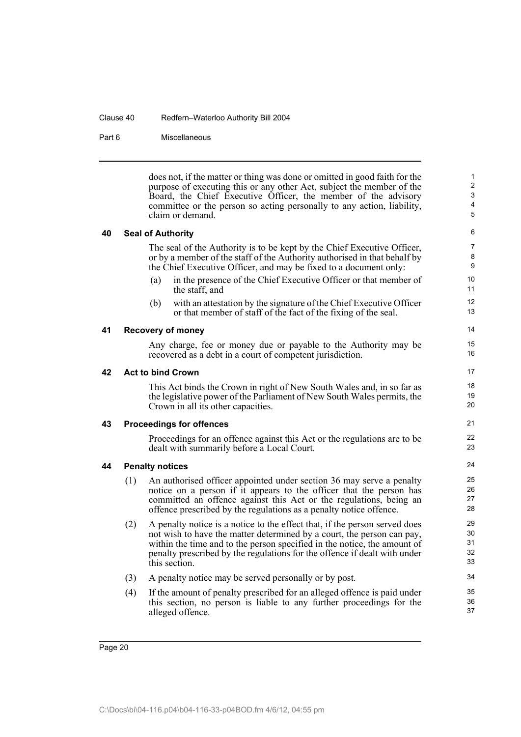does not, if the matter or thing was done or omitted in good faith for the purpose of executing this or any other Act, subject the member of the Board, the Chief Executive Officer, the member of the advisory committee or the person so acting personally to any action, liability, claim or demand.

## 40 Seal of Authority

The seal of the Authority is to be kept by the Chief Executive Officer, or by a member of the staff of the Authority authorised in that behalf by the Chief Executive Officer, and may be fixed to a document only:

(a) in the presence of the Chief Executive Officer or that member of the staff, and

(b) with an attestation by the signature of the Chief Executive Officer or that member of staff of the fact of the fixing of the seal.

## 41 Recovery of money

Any charge, fee or money due or payable to the Authority may be recovered as a debt in a court of competent jurisdiction.

## 42 Act to bind Crown

This Act binds the Crown in right of New South Wales and, in so far as the legislative power of the Parliament of New South Wales permits, the Crown in all its other capacities.

## 43 Proceedings for offences

Proceedings for an offence against this Act or the regulations are to be dealt with summarily before a Local Court.

## 44 Penalty notices

(1) An authorised officer appointed under section 36 may serve a penalty notice on a person if it appears to the officer that the person has committed an offence against this Act or the regulations, being an offence prescribed by the regulations as a penalty notice offence.

(2) A penalty notice is a notice to the effect that, if the person served does not wish to have the matter determined by a court, the person can pay, within the time and to the person specified in the notice, the amount of penalty prescribed by the regulations for the offence if dealt with under this section.

(3) A penalty notice may be served personally or by post.

(4) If the amount of penalty prescribed for an alleged offence is paid under this section, no person is liable to any further proceedings for the alleged offence.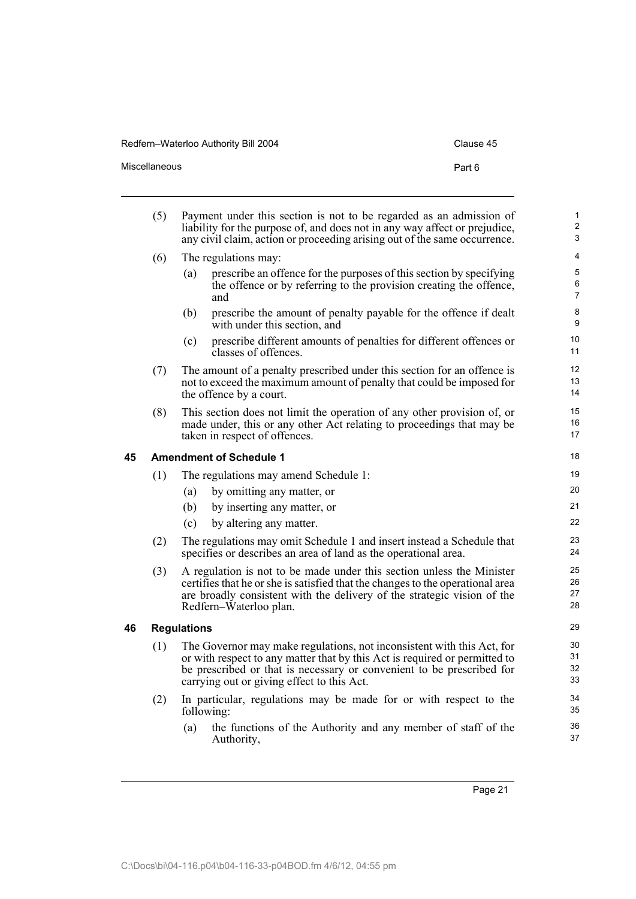(5) Payment under this section is not to be regarded as an admission of liability for the purpose of, and does not in any way affect or prejudice, any civil claim, action or proceeding arising out of the same occurrence.

(6) The regulations may:

- (a) prescribe an offence for the purposes of this section by specifying the offence or by referring to the provision creating the offence, and
- (b) prescribe the amount of penalty payable for the offence if dealt with under this section, and
- (c) prescribe different amounts of penalties for different offences or classes of offences.

(7) The amount of a penalty prescribed under this section for an offence is not to exceed the maximum amount of penalty that could be imposed for the offence by a court.

(8) This section does not limit the operation of any other provision of, or made under, this or any other Act relating to proceedings that may be taken in respect of offences.

## 45 Amendment of Schedule 1

(1) The regulations may amend Schedule 1:

- (a) by omitting any matter, or
- (b) by inserting any matter, or
- (c) by altering any matter.

(2) The regulations may omit Schedule 1 and insert instead a Schedule that specifies or describes an area of land as the operational area.

(3) A regulation is not to be made under this section unless the Minister certifies that he or she is satisfied that the changes to the operational area are broadly consistent with the delivery of the strategic vision of the Redfern–Waterloo plan.

## 46 Regulations

(1) The Governor may make regulations, not inconsistent with this Act, for or with respect to any matter that by this Act is required or permitted to be prescribed or that is necessary or convenient to be prescribed for carrying out or giving effect to this Act.

(2) In particular, regulations may be made for or with respect to the following:

- (a) the functions of the Authority and any member of staff of the Authority,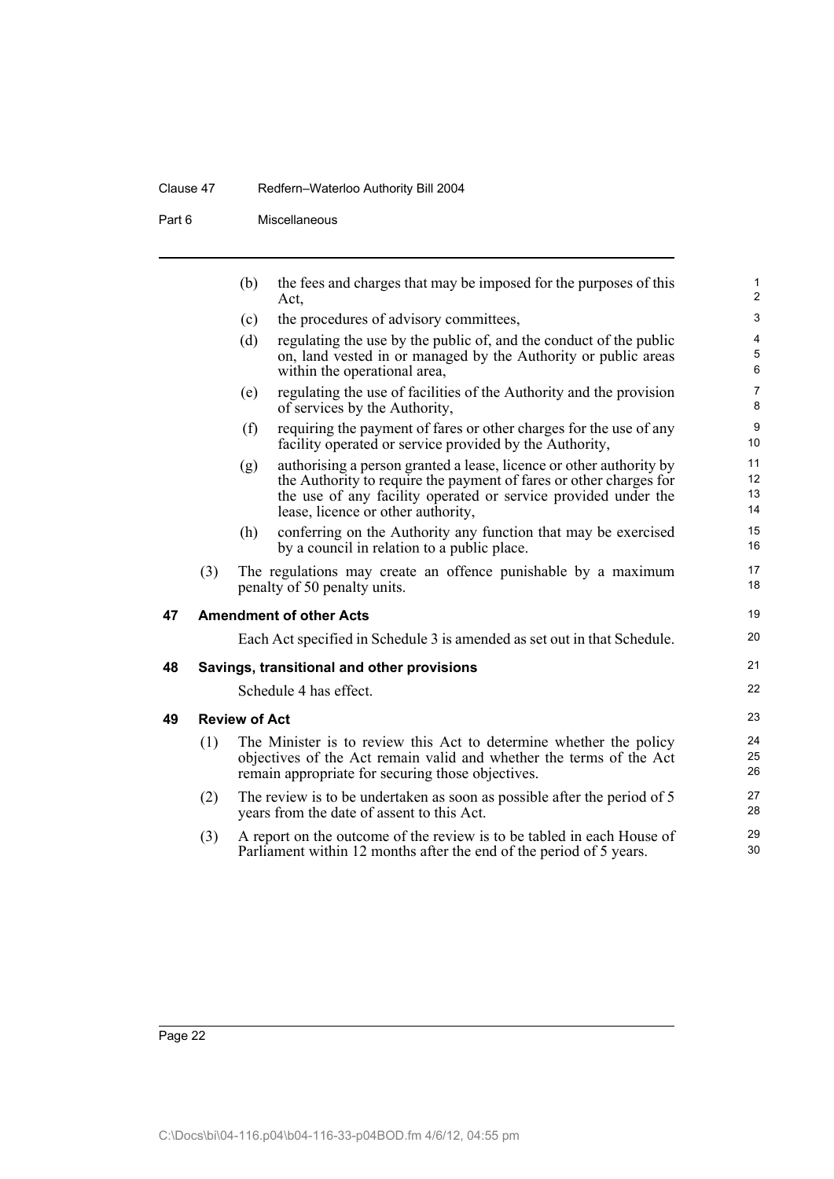(b) the fees and charges that may be imposed for the purposes of this Act,

(c) the procedures of advisory committees,

(d) regulating the use by the public of, and the conduct of the public on, land vested in or managed by the Authority or public areas within the operational area,

(e) regulating the use of facilities of the Authority and the provision of services by the Authority,

(f) requiring the payment of fares or other charges for the use of any facility operated or service provided by the Authority,

(g) authorising a person granted a lease, licence or other authority by the Authority to require the payment of fares or other charges for the use of any facility operated or service provided under the lease, licence or other authority,

(h) conferring on the Authority any function that may be exercised by a council in relation to a public place.

(3) The regulations may create an offence punishable by a maximum penalty of 50 penalty units.

**47 Amendment of other Acts**

Each Act specified in Schedule 3 is amended as set out in that Schedule.

**48 Savings, transitional and other provisions**

Schedule 4 has effect.

**49 Review of Act**

(1) The Minister is to review this Act to determine whether the policy objectives of the Act remain valid and whether the terms of the Act remain appropriate for securing those objectives.

(2) The review is to be undertaken as soon as possible after the period of 5 years from the date of assent to this Act.

(3) A report on the outcome of the review is to be tabled in each House of Parliament within 12 months after the end of the period of 5 years.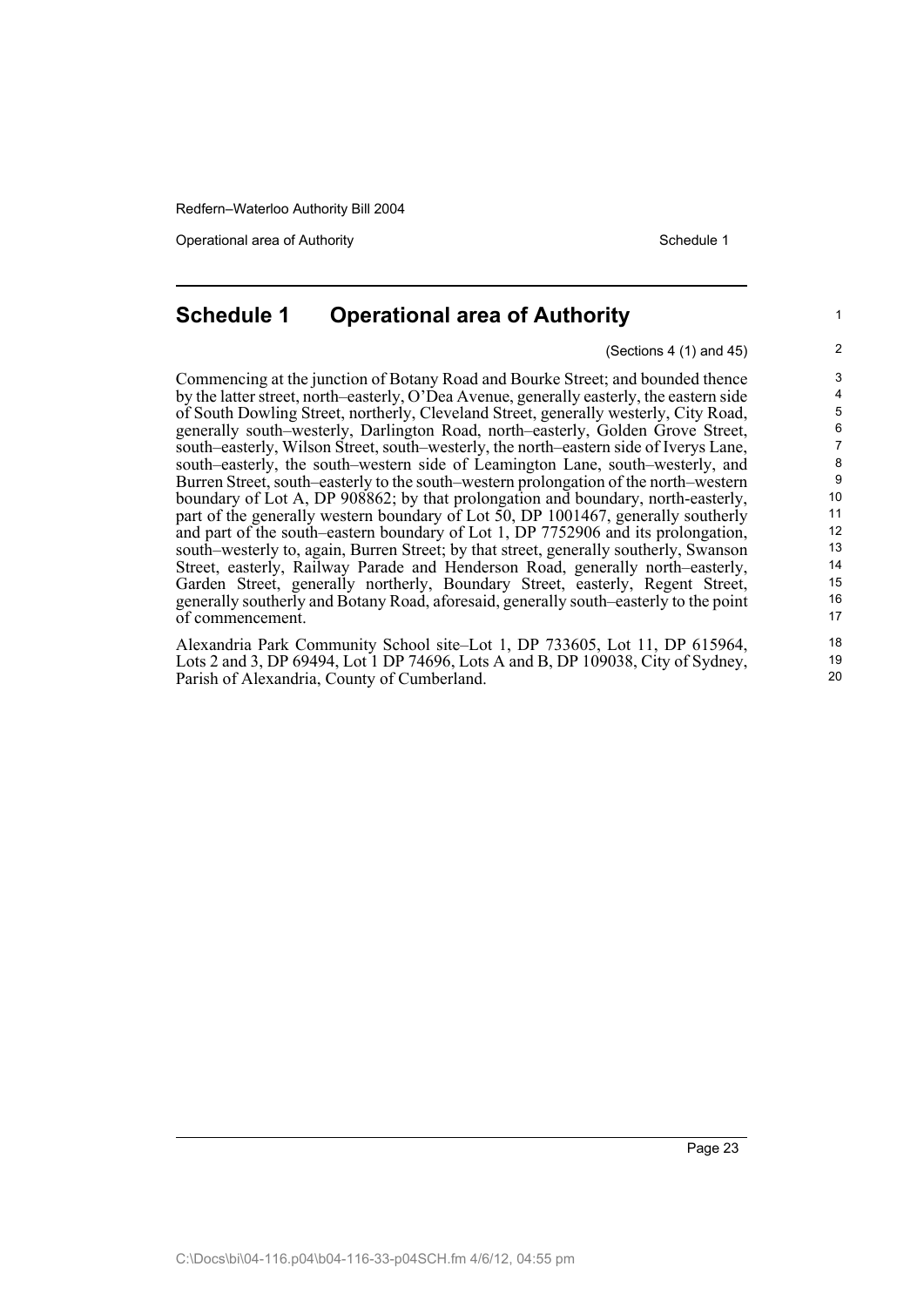## Schedule 1 Operational area of Authority

(Sections 4 (1) and 45)

Commencing at the junction of Botany Road and Bourke Street; and bounded thence by the latter street, north–easterly, O'Dea Avenue, generally easterly, the eastern side of South Dowling Street, northerly, Cleveland Street, generally westerly, City Road, generally south–westerly, Darlington Road, north–easterly, Golden Grove Street, south–easterly, Wilson Street, south–westerly, the north–eastern side of Iverys Lane, south–easterly, the south–western side of Leamington Lane, south–westerly, and Burren Street, south–easterly to the south–western prolongation of the north–western boundary of Lot A, DP 908862; by that prolongation and boundary, north-easterly, part of the generally western boundary of Lot 50, DP 1001467, generally southerly and part of the south–eastern boundary of Lot 1, DP 7752906 and its prolongation, south–westerly to, again, Burren Street; by that street, generally southerly, Swanson Street, easterly, Railway Parade and Henderson Road, generally north–easterly, Garden Street, generally northerly, Boundary Street, easterly, Regent Street, generally southerly and Botany Road, aforesaid, generally south–easterly to the point of commencement.

Alexandria Park Community School site–Lot 1, DP 733605, Lot 11, DP 615964, Lots 2 and 3, DP 69494, Lot 1 DP 74696, Lots A and B, DP 109038, City of Sydney, Parish of Alexandria, County of Cumberland.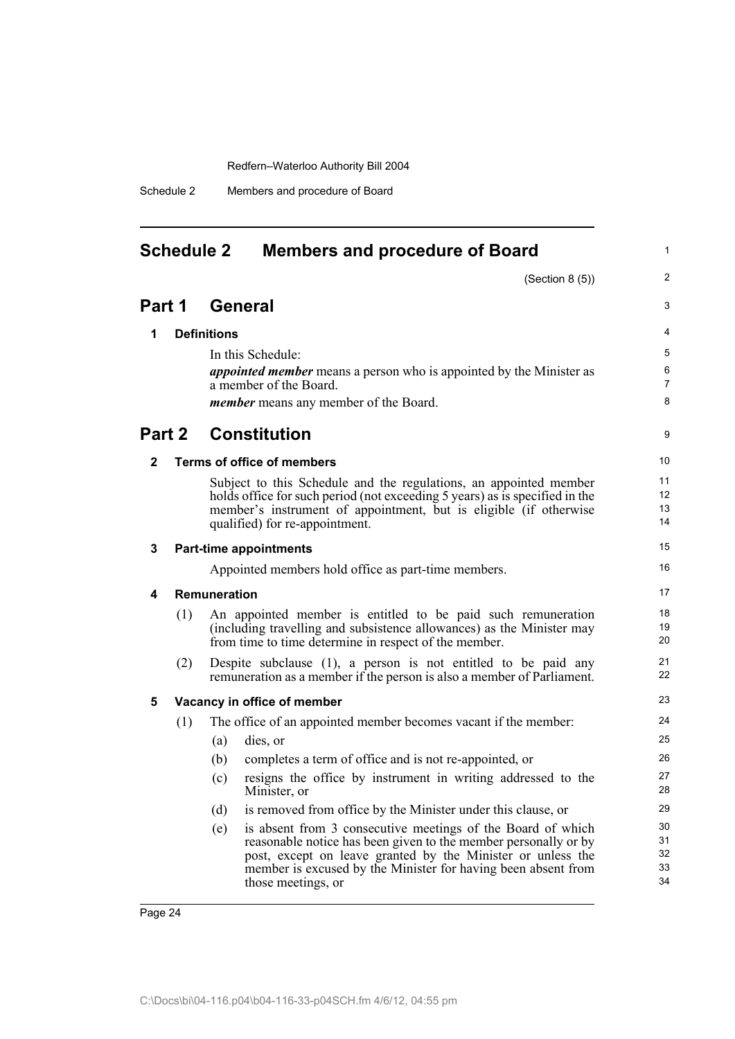# Schedule 2 Members and procedure of Board

(Section 8 (5))

## Part 1 General

### 1 Definitions

In this Schedule:

***appointed member*** means a person who is appointed by the Minister as a member of the Board.

***member*** means any member of the Board.

## Part 2 Constitution

### 2 Terms of office of members

Subject to this Schedule and the regulations, an appointed member holds office for such period (not exceeding 5 years) as is specified in the member's instrument of appointment, but is eligible (if otherwise qualified) for re-appointment.

### 3 Part-time appointments

Appointed members hold office as part-time members.

### 4 Remuneration

(1) An appointed member is entitled to be paid such remuneration (including travelling and subsistence allowances) as the Minister may from time to time determine in respect of the member.

(2) Despite subclause (1), a person is not entitled to be paid any remuneration as a member if the person is also a member of Parliament.

### 5 Vacancy in office of member

(1) The office of an appointed member becomes vacant if the member:

- (a) dies, or
- (b) completes a term of office and is not re-appointed, or
- (c) resigns the office by instrument in writing addressed to the Minister, or
- (d) is removed from office by the Minister under this clause, or
- (e) is absent from 3 consecutive meetings of the Board of which reasonable notice has been given to the member personally or by post, except on leave granted by the Minister or unless the member is excused by the Minister for having been absent from those meetings, or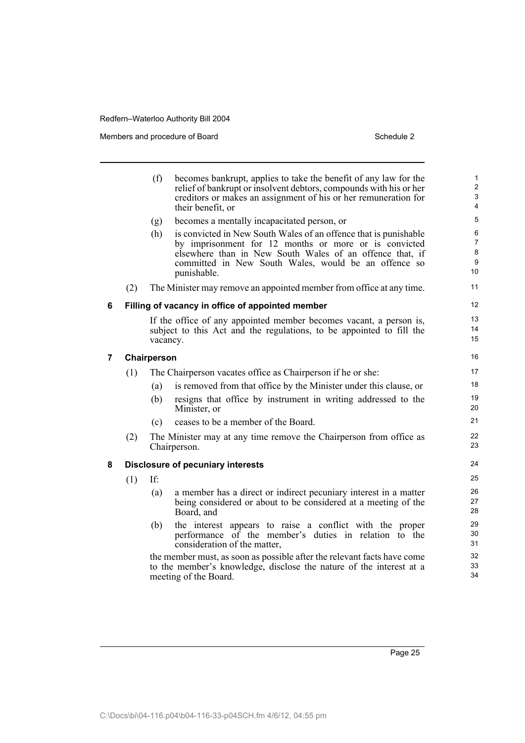(f) becomes bankrupt, applies to take the benefit of any law for the relief of bankrupt or insolvent debtors, compounds with his or her creditors or makes an assignment of his or her remuneration for their benefit, or

(g) becomes a mentally incapacitated person, or

(h) is convicted in New South Wales of an offence that is punishable by imprisonment for 12 months or more or is convicted elsewhere than in New South Wales of an offence that, if committed in New South Wales, would be an offence so punishable.

(2) The Minister may remove an appointed member from office at any time.

### 6 Filling of vacancy in office of appointed member

If the office of any appointed member becomes vacant, a person is, subject to this Act and the regulations, to be appointed to fill the vacancy.

### 7 Chairperson

(1) The Chairperson vacates office as Chairperson if he or she:

(a) is removed from that office by the Minister under this clause, or

(b) resigns that office by instrument in writing addressed to the Minister, or

(c) ceases to be a member of the Board.

(2) The Minister may at any time remove the Chairperson from office as Chairperson.

### 8 Disclosure of pecuniary interests

(1) If:

(a) a member has a direct or indirect pecuniary interest in a matter being considered or about to be considered at a meeting of the Board, and

(b) the interest appears to raise a conflict with the proper performance of the member's duties in relation to the consideration of the matter,

the member must, as soon as possible after the relevant facts have come to the member's knowledge, disclose the nature of the interest at a meeting of the Board.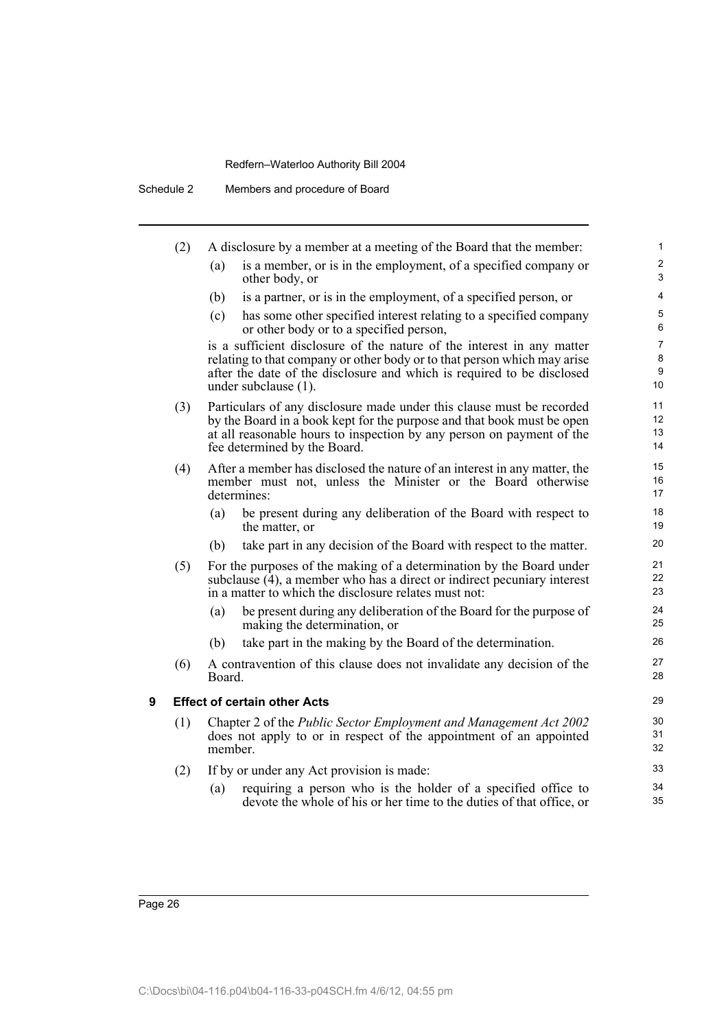(2) A disclosure by a member at a meeting of the Board that the member:

(a) is a member, or is in the employment, of a specified company or other body, or

(b) is a partner, or is in the employment, of a specified person, or

(c) has some other specified interest relating to a specified company or other body or to a specified person,

is a sufficient disclosure of the nature of the interest in any matter relating to that company or other body or to that person which may arise after the date of the disclosure and which is required to be disclosed under subclause (1).

(3) Particulars of any disclosure made under this clause must be recorded by the Board in a book kept for the purpose and that book must be open at all reasonable hours to inspection by any person on payment of the fee determined by the Board.

(4) After a member has disclosed the nature of an interest in any matter, the member must not, unless the Minister or the Board otherwise determines:

(a) be present during any deliberation of the Board with respect to the matter, or

(b) take part in any decision of the Board with respect to the matter.

(5) For the purposes of the making of a determination by the Board under subclause (4), a member who has a direct or indirect pecuniary interest in a matter to which the disclosure relates must not:

(a) be present during any deliberation of the Board for the purpose of making the determination, or

(b) take part in the making by the Board of the determination.

(6) A contravention of this clause does not invalidate any decision of the Board.

### 9 Effect of certain other Acts

(1) Chapter 2 of the *Public Sector Employment and Management Act 2002* does not apply to or in respect of the appointment of an appointed member.

(2) If by or under any Act provision is made:

(a) requiring a person who is the holder of a specified office to devote the whole of his or her time to the duties of that office, or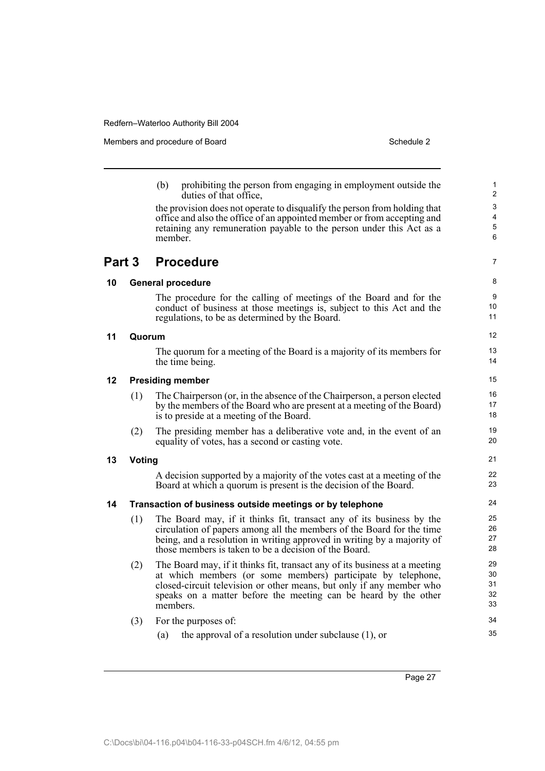(b) prohibiting the person from engaging in employment outside the duties of that office,

the provision does not operate to disqualify the person from holding that office and also the office of an appointed member or from accepting and retaining any remuneration payable to the person under this Act as a member.

## Part 3 Procedure

### 10 General procedure

The procedure for the calling of meetings of the Board and for the conduct of business at those meetings is, subject to this Act and the regulations, to be as determined by the Board.

### 11 Quorum

The quorum for a meeting of the Board is a majority of its members for the time being.

### 12 Presiding member

(1) The Chairperson (or, in the absence of the Chairperson, a person elected by the members of the Board who are present at a meeting of the Board) is to preside at a meeting of the Board.

(2) The presiding member has a deliberative vote and, in the event of an equality of votes, has a second or casting vote.

### 13 Voting

A decision supported by a majority of the votes cast at a meeting of the Board at which a quorum is present is the decision of the Board.

### 14 Transaction of business outside meetings or by telephone

(1) The Board may, if it thinks fit, transact any of its business by the circulation of papers among all the members of the Board for the time being, and a resolution in writing approved in writing by a majority of those members is taken to be a decision of the Board.

(2) The Board may, if it thinks fit, transact any of its business at a meeting at which members (or some members) participate by telephone, closed-circuit television or other means, but only if any member who speaks on a matter before the meeting can be heard by the other members.

(3) For the purposes of:

(a) the approval of a resolution under subclause (1), or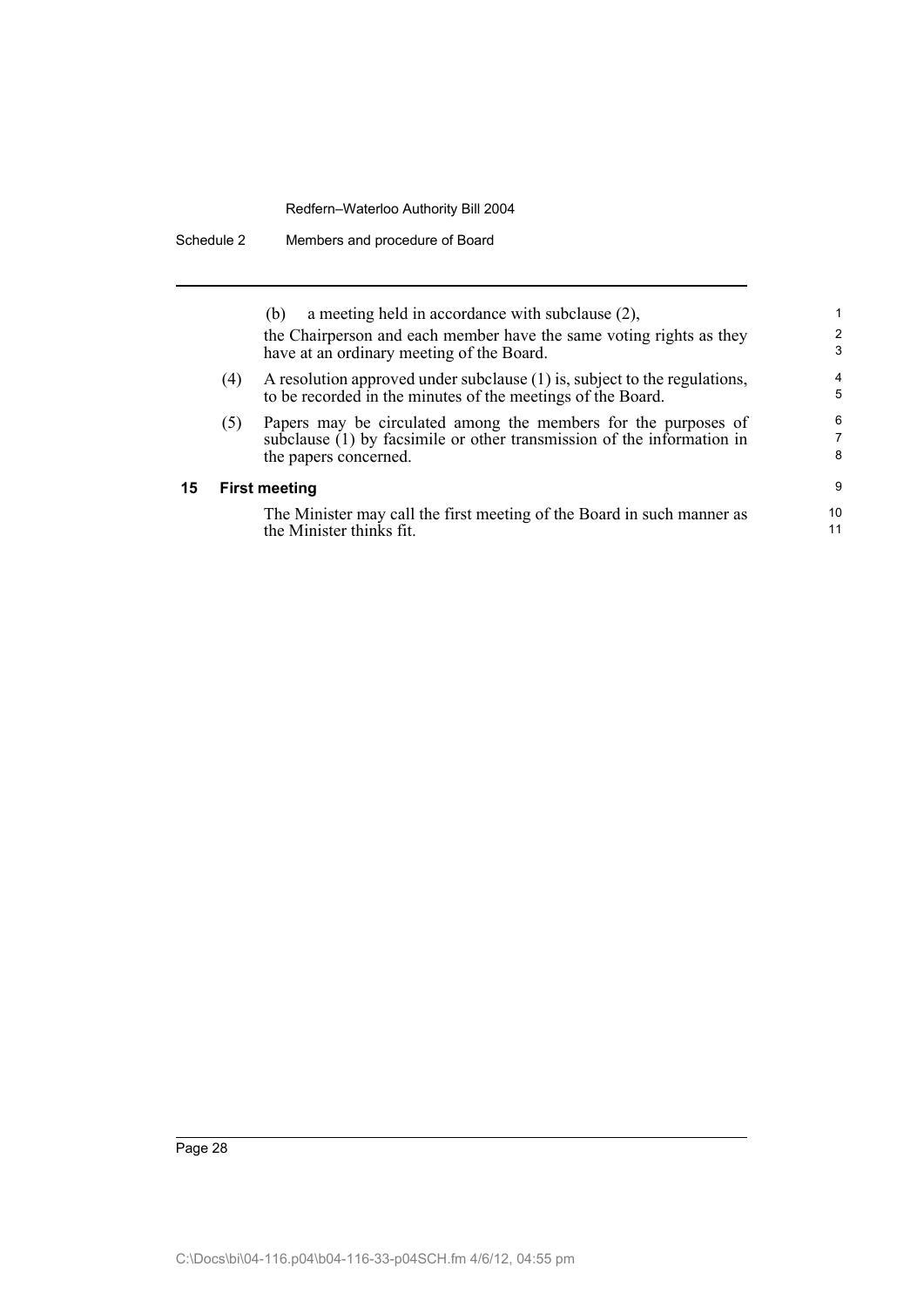(b) a meeting held in accordance with subclause (2),

the Chairperson and each member have the same voting rights as they have at an ordinary meeting of the Board.

(4) A resolution approved under subclause (1) is, subject to the regulations, to be recorded in the minutes of the meetings of the Board.

(5) Papers may be circulated among the members for the purposes of subclause (1) by facsimile or other transmission of the information in the papers concerned.

## 15 First meeting

The Minister may call the first meeting of the Board in such manner as the Minister thinks fit.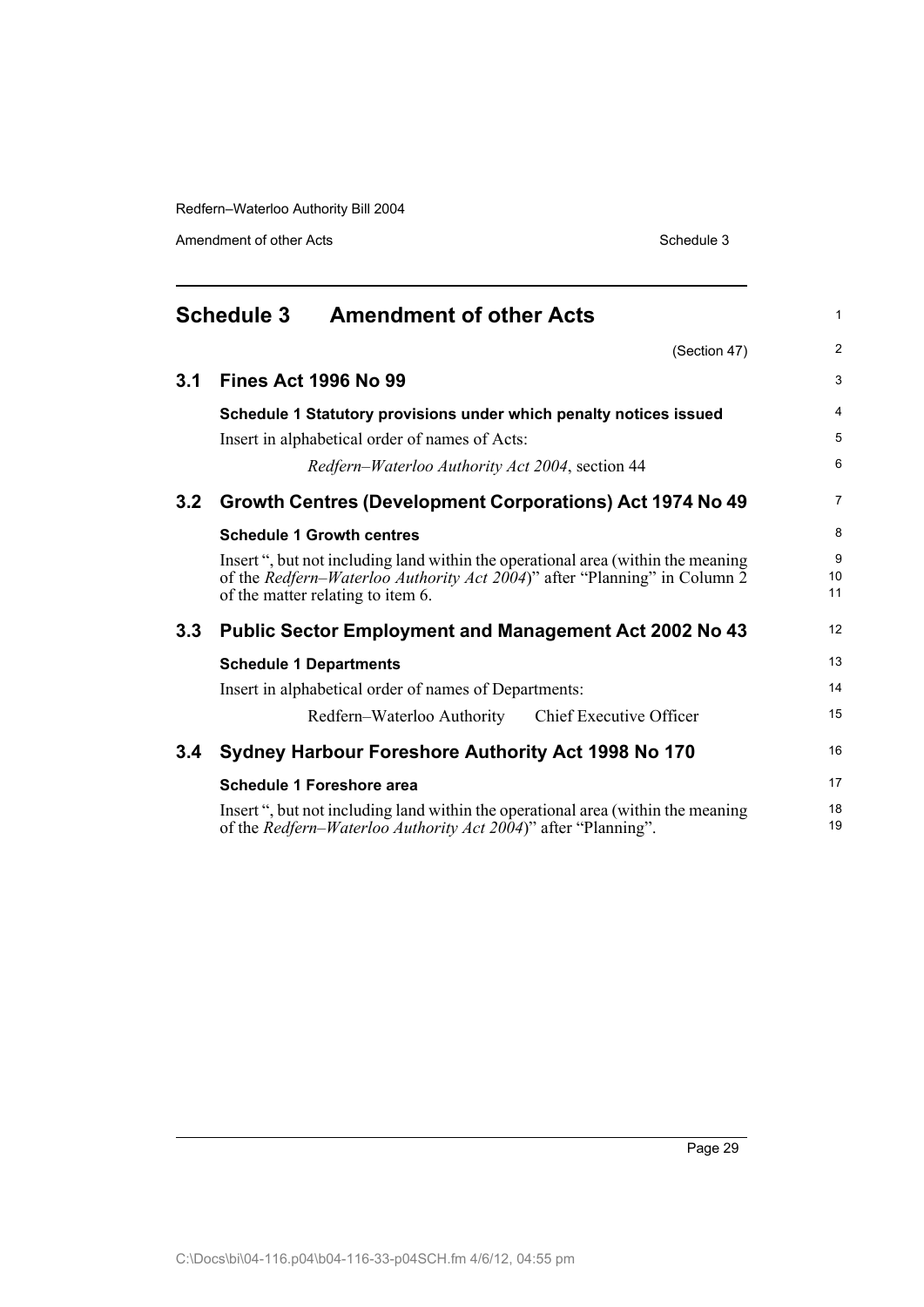# Schedule 3 Amendment of other Acts

(Section 47)

## 3.1 Fines Act 1996 No 99

**Schedule 1 Statutory provisions under which penalty notices issued**

Insert in alphabetical order of names of Acts:

*Redfern–Waterloo Authority Act 2004*, section 44

## 3.2 Growth Centres (Development Corporations) Act 1974 No 49

**Schedule 1 Growth centres**

Insert ", but not including land within the operational area (within the meaning of the *Redfern–Waterloo Authority Act 2004*)" after "Planning" in Column 2 of the matter relating to item 6.

## 3.3 Public Sector Employment and Management Act 2002 No 43

**Schedule 1 Departments**

Insert in alphabetical order of names of Departments:

Redfern–Waterloo Authority Chief Executive Officer

## 3.4 Sydney Harbour Foreshore Authority Act 1998 No 170

**Schedule 1 Foreshore area**

Insert ", but not including land within the operational area (within the meaning of the *Redfern–Waterloo Authority Act 2004*)" after "Planning".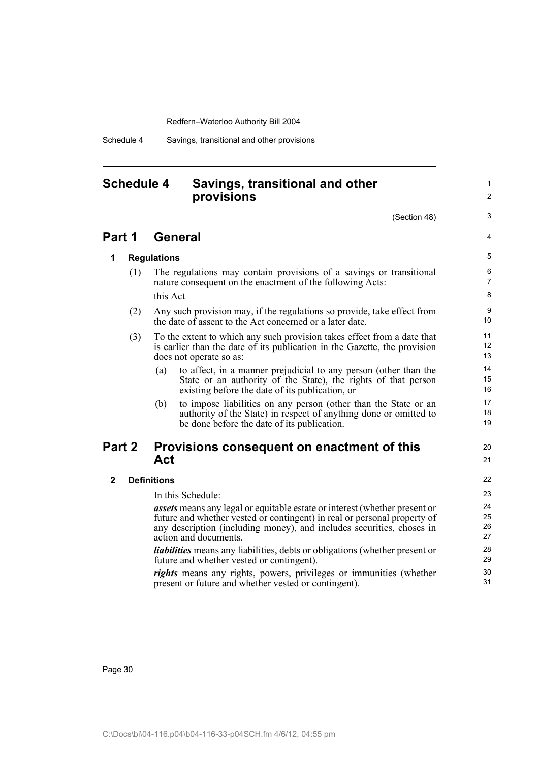# Schedule 4 Savings, transitional and other provisions

(Section 48)

## Part 1 General

### 1 Regulations

(1) The regulations may contain provisions of a savings or transitional nature consequent on the enactment of the following Acts:

this Act

(2) Any such provision may, if the regulations so provide, take effect from the date of assent to the Act concerned or a later date.

(3) To the extent to which any such provision takes effect from a date that is earlier than the date of its publication in the Gazette, the provision does not operate so as:

(a) to affect, in a manner prejudicial to any person (other than the State or an authority of the State), the rights of that person existing before the date of its publication, or

(b) to impose liabilities on any person (other than the State or an authority of the State) in respect of anything done or omitted to be done before the date of its publication.

## Part 2 Provisions consequent on enactment of this Act

### 2 Definitions

In this Schedule:

***assets*** means any legal or equitable estate or interest (whether present or future and whether vested or contingent) in real or personal property of any description (including money), and includes securities, choses in action and documents.

***liabilities*** means any liabilities, debts or obligations (whether present or future and whether vested or contingent).

***rights*** means any rights, powers, privileges or immunities (whether present or future and whether vested or contingent).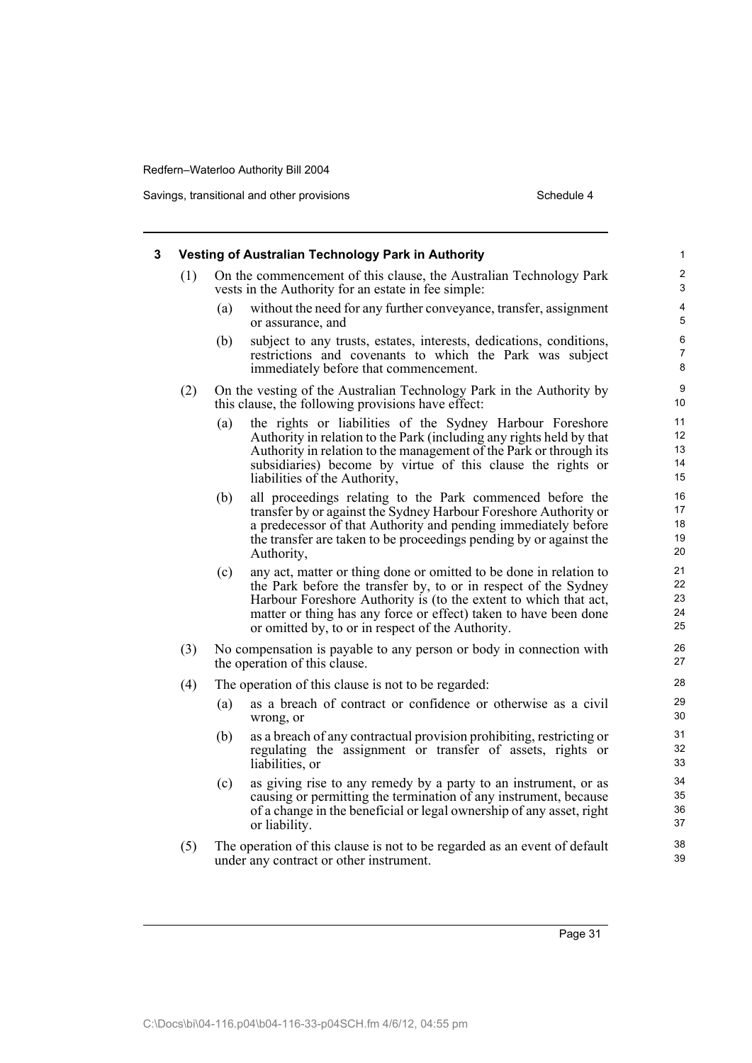### 3 Vesting of Australian Technology Park in Authority

(1) On the commencement of this clause, the Australian Technology Park vests in the Authority for an estate in fee simple:

- (a) without the need for any further conveyance, transfer, assignment or assurance, and
- (b) subject to any trusts, estates, interests, dedications, conditions, restrictions and covenants to which the Park was subject immediately before that commencement.

(2) On the vesting of the Australian Technology Park in the Authority by this clause, the following provisions have effect:

- (a) the rights or liabilities of the Sydney Harbour Foreshore Authority in relation to the Park (including any rights held by that Authority in relation to the management of the Park or through its subsidiaries) become by virtue of this clause the rights or liabilities of the Authority,
- (b) all proceedings relating to the Park commenced before the transfer by or against the Sydney Harbour Foreshore Authority or a predecessor of that Authority and pending immediately before the transfer are taken to be proceedings pending by or against the Authority,
- (c) any act, matter or thing done or omitted to be done in relation to the Park before the transfer by, to or in respect of the Sydney Harbour Foreshore Authority is (to the extent to which that act, matter or thing has any force or effect) taken to have been done or omitted by, to or in respect of the Authority.

(3) No compensation is payable to any person or body in connection with the operation of this clause.

(4) The operation of this clause is not to be regarded:

- (a) as a breach of contract or confidence or otherwise as a civil wrong, or
- (b) as a breach of any contractual provision prohibiting, restricting or regulating the assignment or transfer of assets, rights or liabilities, or
- (c) as giving rise to any remedy by a party to an instrument, or as causing or permitting the termination of any instrument, because of a change in the beneficial or legal ownership of any asset, right or liability.

(5) The operation of this clause is not to be regarded as an event of default under any contract or other instrument.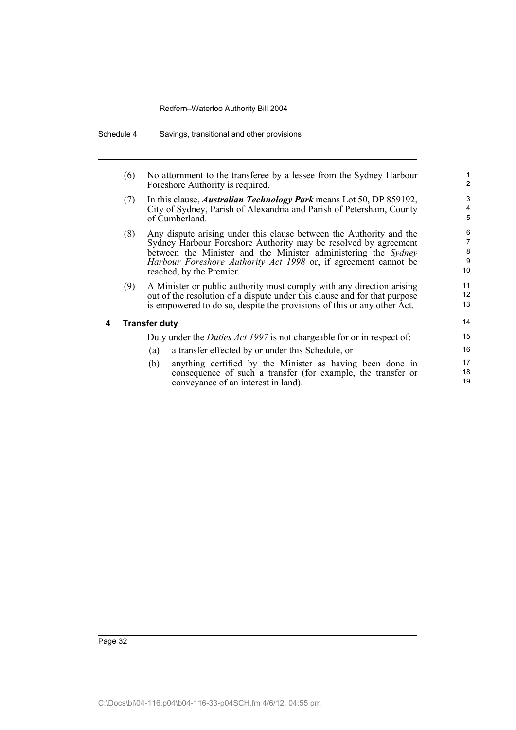(6) No attornment to the transferee by a lessee from the Sydney Harbour Foreshore Authority is required.

(7) In this clause, ***Australian Technology Park*** means Lot 50, DP 859192, City of Sydney, Parish of Alexandria and Parish of Petersham, County of Cumberland.

(8) Any dispute arising under this clause between the Authority and the Sydney Harbour Foreshore Authority may be resolved by agreement between the Minister and the Minister administering the *Sydney Harbour Foreshore Authority Act 1998* or, if agreement cannot be reached, by the Premier.

(9) A Minister or public authority must comply with any direction arising out of the resolution of a dispute under this clause and for that purpose is empowered to do so, despite the provisions of this or any other Act.

## 4 Transfer duty

Duty under the *Duties Act 1997* is not chargeable for or in respect of:

(a) a transfer effected by or under this Schedule, or

(b) anything certified by the Minister as having been done in consequence of such a transfer (for example, the transfer or conveyance of an interest in land).